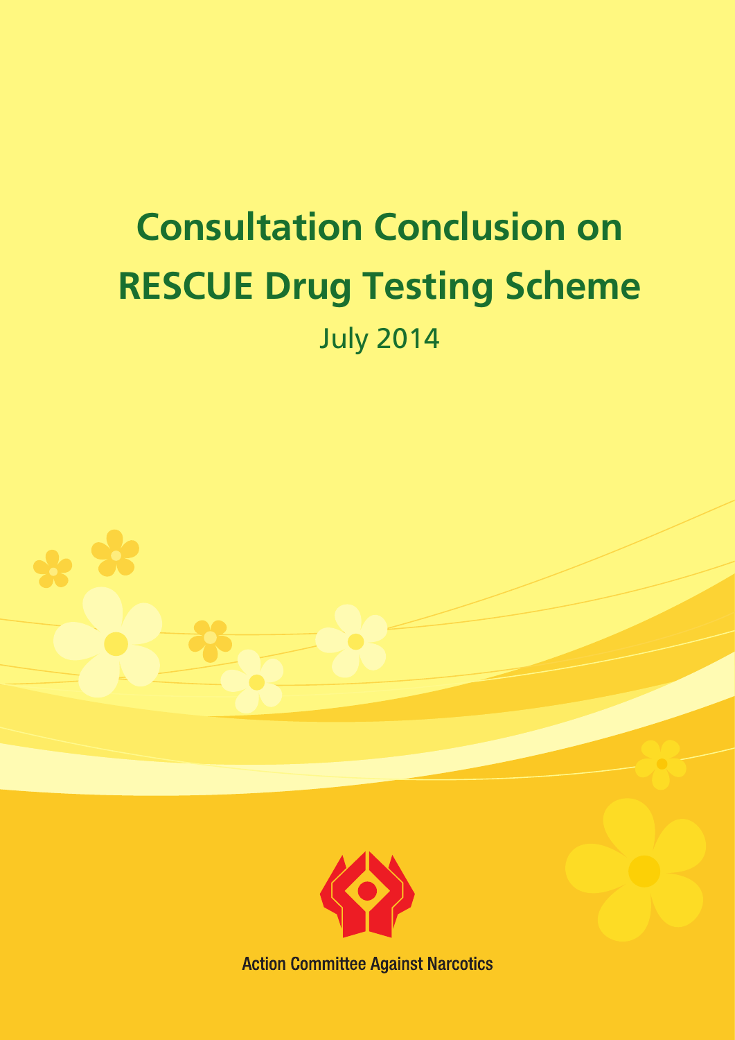# Consultation Conclusion on RESCUE Drug Testing Scheme

July 2014

Action Committee Against Narcotics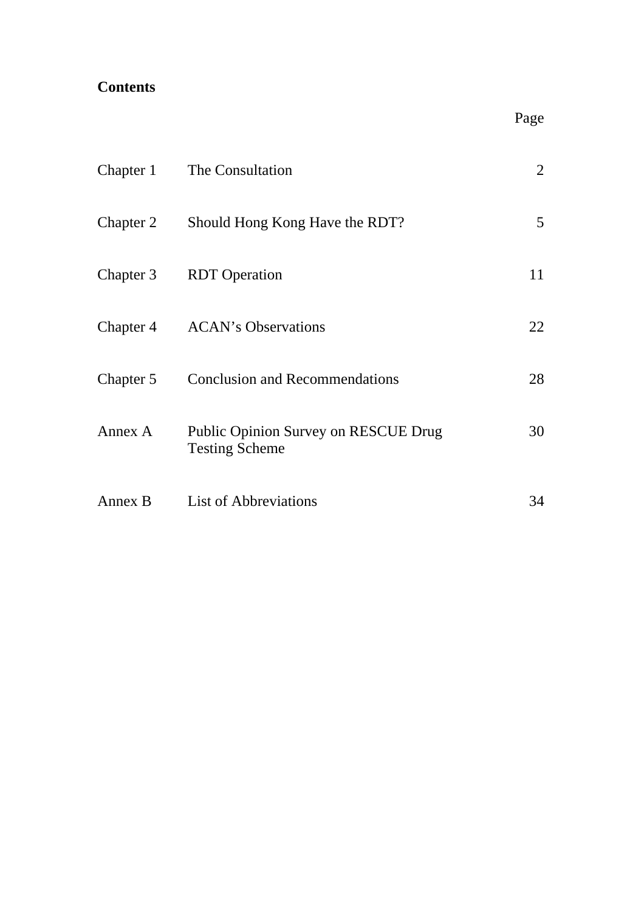**Contents**

| | | Page |
|---|---|---|
| Chapter 1 | The Consultation | 2 |
| Chapter 2 | Should Hong Kong Have the RDT? | 5 |
| Chapter 3 | RDT Operation | 11 |
| Chapter 4 | ACAN's Observations | 22 |
| Chapter 5 | Conclusion and Recommendations | 28 |
| Annex A | Public Opinion Survey on RESCUE Drug Testing Scheme | 30 |
| Annex B | List of Abbreviations | 34 |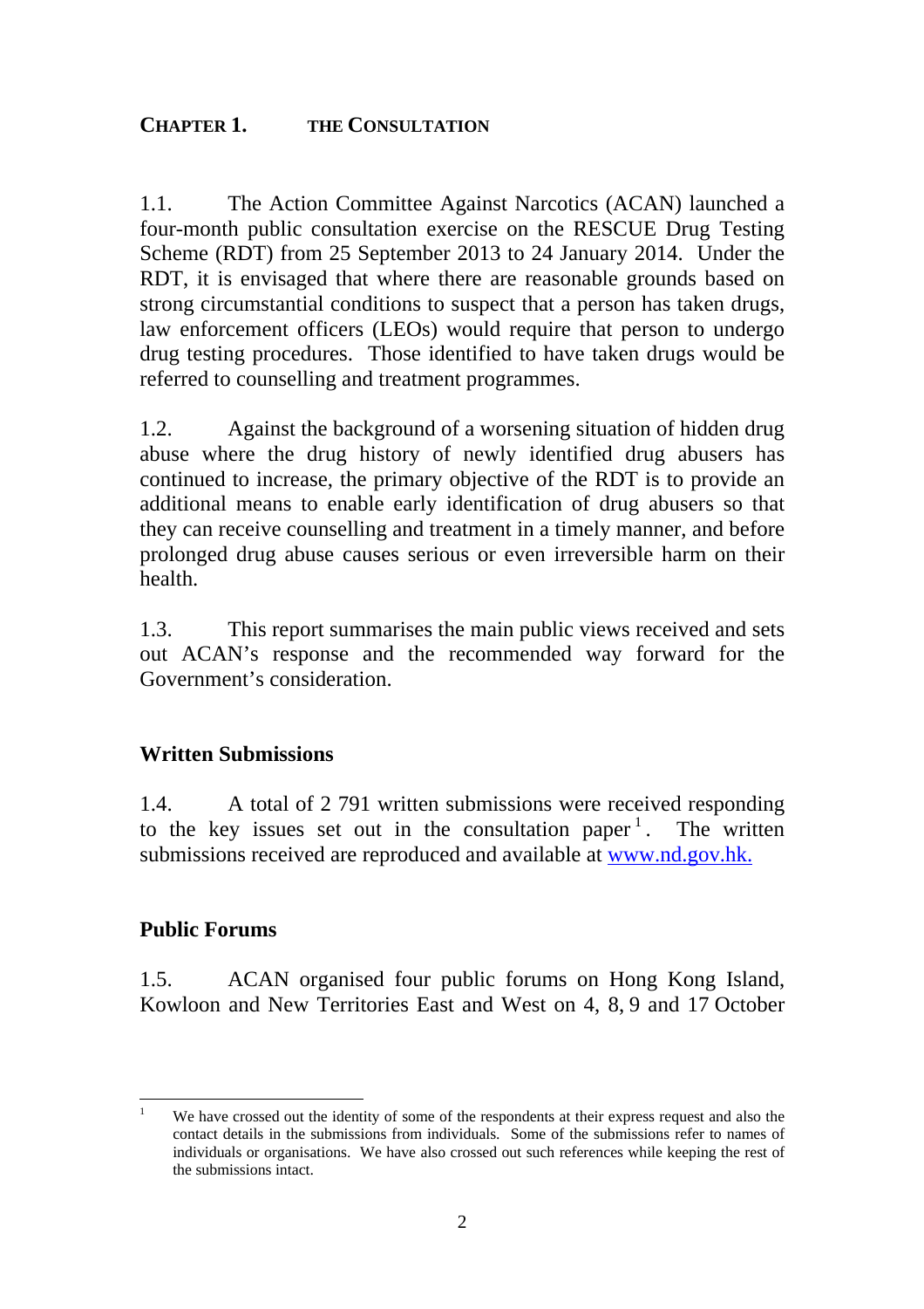# CHAPTER 1. THE CONSULTATION

1.1. The Action Committee Against Narcotics (ACAN) launched a four-month public consultation exercise on the RESCUE Drug Testing Scheme (RDT) from 25 September 2013 to 24 January 2014. Under the RDT, it is envisaged that where there are reasonable grounds based on strong circumstantial conditions to suspect that a person has taken drugs, law enforcement officers (LEOs) would require that person to undergo drug testing procedures. Those identified to have taken drugs would be referred to counselling and treatment programmes.

1.2. Against the background of a worsening situation of hidden drug abuse where the drug history of newly identified drug abusers has continued to increase, the primary objective of the RDT is to provide an additional means to enable early identification of drug abusers so that they can receive counselling and treatment in a timely manner, and before prolonged drug abuse causes serious or even irreversible harm on their health.

1.3. This report summarises the main public views received and sets out ACAN's response and the recommended way forward for the Government's consideration.

## Written Submissions

1.4. A total of 2 791 written submissions were received responding to the key issues set out in the consultation paper[1]. The written submissions received are reproduced and available at www.nd.gov.hk.

## Public Forums

1.5. ACAN organised four public forums on Hong Kong Island, Kowloon and New Territories East and West on 4, 8, 9 and 17 October

[1] We have crossed out the identity of some of the respondents at their express request and also the contact details in the submissions from individuals. Some of the submissions refer to names of individuals or organisations. We have also crossed out such references while keeping the rest of the submissions intact.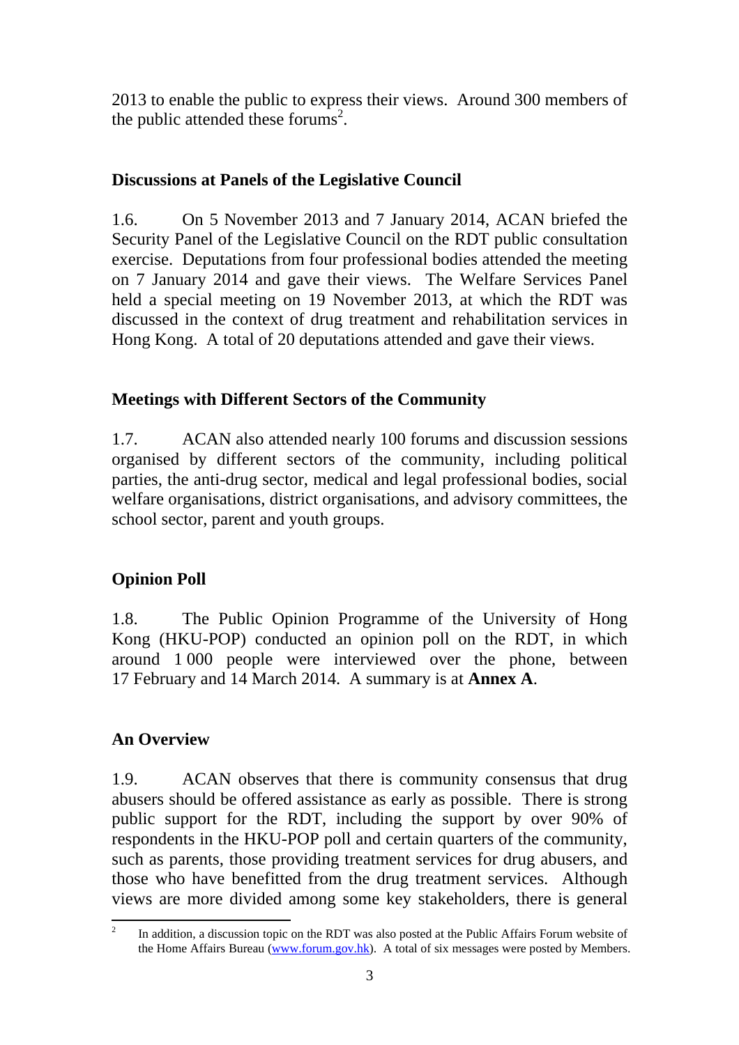2013 to enable the public to express their views. Around 300 members of the public attended these forums[2].

**Discussions at Panels of the Legislative Council**

1.6. On 5 November 2013 and 7 January 2014, ACAN briefed the Security Panel of the Legislative Council on the RDT public consultation exercise. Deputations from four professional bodies attended the meeting on 7 January 2014 and gave their views. The Welfare Services Panel held a special meeting on 19 November 2013, at which the RDT was discussed in the context of drug treatment and rehabilitation services in Hong Kong. A total of 20 deputations attended and gave their views.

**Meetings with Different Sectors of the Community**

1.7. ACAN also attended nearly 100 forums and discussion sessions organised by different sectors of the community, including political parties, the anti-drug sector, medical and legal professional bodies, social welfare organisations, district organisations, and advisory committees, the school sector, parent and youth groups.

**Opinion Poll**

1.8. The Public Opinion Programme of the University of Hong Kong (HKU-POP) conducted an opinion poll on the RDT, in which around 1 000 people were interviewed over the phone, between 17 February and 14 March 2014. A summary is at **Annex A**.

**An Overview**

1.9. ACAN observes that there is community consensus that drug abusers should be offered assistance as early as possible. There is strong public support for the RDT, including the support by over 90% of respondents in the HKU-POP poll and certain quarters of the community, such as parents, those providing treatment services for drug abusers, and those who have benefitted from the drug treatment services. Although views are more divided among some key stakeholders, there is general

---

[2] In addition, a discussion topic on the RDT was also posted at the Public Affairs Forum website of the Home Affairs Bureau (www.forum.gov.hk). A total of six messages were posted by Members.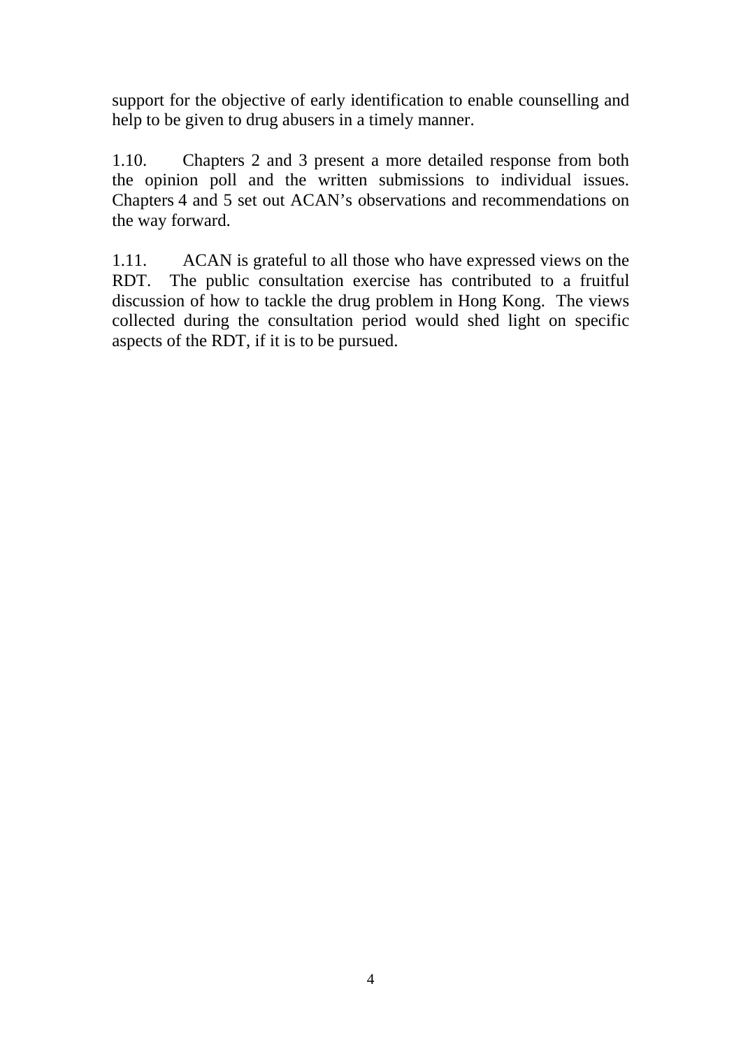support for the objective of early identification to enable counselling and help to be given to drug abusers in a timely manner.

1.10. Chapters 2 and 3 present a more detailed response from both the opinion poll and the written submissions to individual issues. Chapters 4 and 5 set out ACAN's observations and recommendations on the way forward.

1.11. ACAN is grateful to all those who have expressed views on the RDT. The public consultation exercise has contributed to a fruitful discussion of how to tackle the drug problem in Hong Kong. The views collected during the consultation period would shed light on specific aspects of the RDT, if it is to be pursued.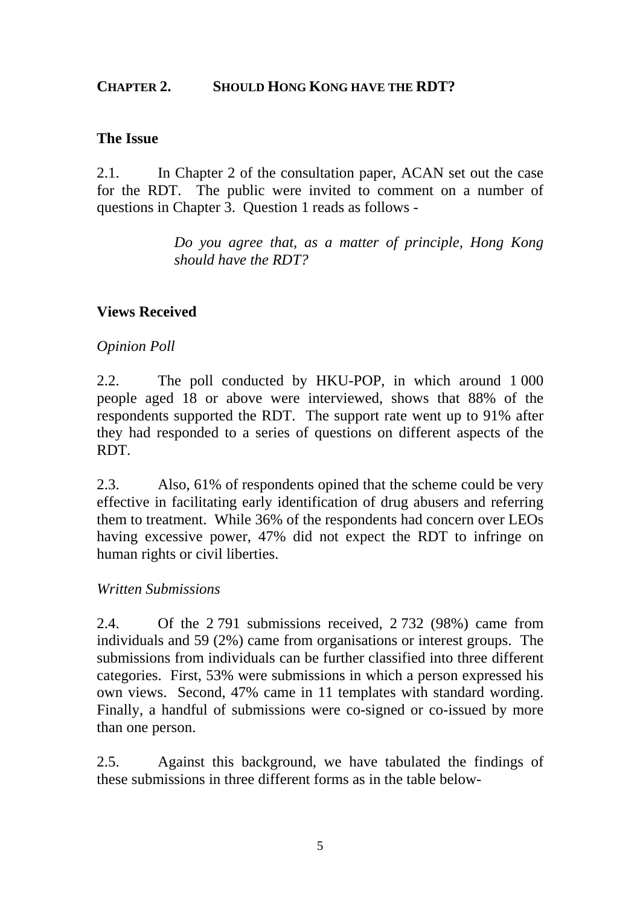## CHAPTER 2. SHOULD HONG KONG HAVE THE RDT?

### The Issue

2.1. In Chapter 2 of the consultation paper, ACAN set out the case for the RDT. The public were invited to comment on a number of questions in Chapter 3. Question 1 reads as follows -

> *Do you agree that, as a matter of principle, Hong Kong should have the RDT?*

### Views Received

*Opinion Poll*

2.2. The poll conducted by HKU-POP, in which around 1 000 people aged 18 or above were interviewed, shows that 88% of the respondents supported the RDT. The support rate went up to 91% after they had responded to a series of questions on different aspects of the RDT.

2.3. Also, 61% of respondents opined that the scheme could be very effective in facilitating early identification of drug abusers and referring them to treatment. While 36% of the respondents had concern over LEOs having excessive power, 47% did not expect the RDT to infringe on human rights or civil liberties.

*Written Submissions*

2.4. Of the 2 791 submissions received, 2 732 (98%) came from individuals and 59 (2%) came from organisations or interest groups. The submissions from individuals can be further classified into three different categories. First, 53% were submissions in which a person expressed his own views. Second, 47% came in 11 templates with standard wording. Finally, a handful of submissions were co-signed or co-issued by more than one person.

2.5. Against this background, we have tabulated the findings of these submissions in three different forms as in the table below-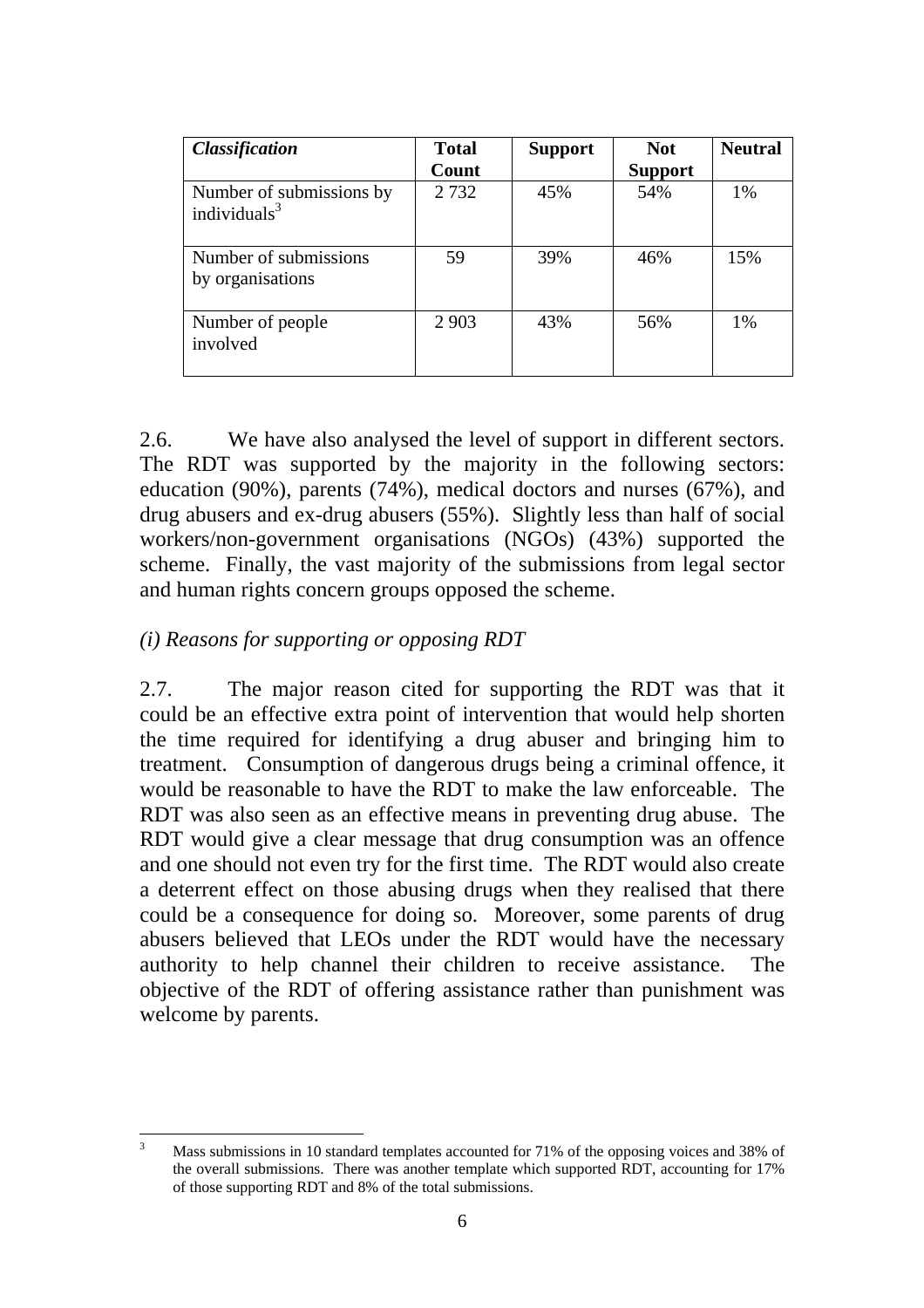| *Classification* | **Total Count** | **Support** | **Not Support** | **Neutral** |
|---|---|---|---|---|
| Number of submissions by individuals[3] | 2 732 | 45% | 54% | 1% |
| Number of submissions by organisations | 59 | 39% | 46% | 15% |
| Number of people involved | 2 903 | 43% | 56% | 1% |

2.6. We have also analysed the level of support in different sectors. The RDT was supported by the majority in the following sectors: education (90%), parents (74%), medical doctors and nurses (67%), and drug abusers and ex-drug abusers (55%). Slightly less than half of social workers/non-government organisations (NGOs) (43%) supported the scheme. Finally, the vast majority of the submissions from legal sector and human rights concern groups opposed the scheme.

*(i) Reasons for supporting or opposing RDT*

2.7. The major reason cited for supporting the RDT was that it could be an effective extra point of intervention that would help shorten the time required for identifying a drug abuser and bringing him to treatment. Consumption of dangerous drugs being a criminal offence, it would be reasonable to have the RDT to make the law enforceable. The RDT was also seen as an effective means in preventing drug abuse. The RDT would give a clear message that drug consumption was an offence and one should not even try for the first time. The RDT would also create a deterrent effect on those abusing drugs when they realised that there could be a consequence for doing so. Moreover, some parents of drug abusers believed that LEOs under the RDT would have the necessary authority to help channel their children to receive assistance. The objective of the RDT of offering assistance rather than punishment was welcome by parents.

---

[3] Mass submissions in 10 standard templates accounted for 71% of the opposing voices and 38% of the overall submissions. There was another template which supported RDT, accounting for 17% of those supporting RDT and 8% of the total submissions.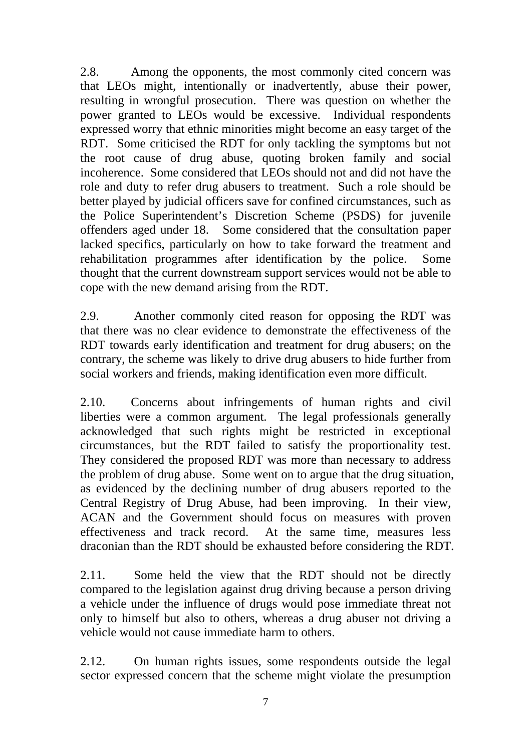2.8. Among the opponents, the most commonly cited concern was that LEOs might, intentionally or inadvertently, abuse their power, resulting in wrongful prosecution. There was question on whether the power granted to LEOs would be excessive. Individual respondents expressed worry that ethnic minorities might become an easy target of the RDT. Some criticised the RDT for only tackling the symptoms but not the root cause of drug abuse, quoting broken family and social incoherence. Some considered that LEOs should not and did not have the role and duty to refer drug abusers to treatment. Such a role should be better played by judicial officers save for confined circumstances, such as the Police Superintendent's Discretion Scheme (PSDS) for juvenile offenders aged under 18. Some considered that the consultation paper lacked specifics, particularly on how to take forward the treatment and rehabilitation programmes after identification by the police. Some thought that the current downstream support services would not be able to cope with the new demand arising from the RDT.

2.9. Another commonly cited reason for opposing the RDT was that there was no clear evidence to demonstrate the effectiveness of the RDT towards early identification and treatment for drug abusers; on the contrary, the scheme was likely to drive drug abusers to hide further from social workers and friends, making identification even more difficult.

2.10. Concerns about infringements of human rights and civil liberties were a common argument. The legal professionals generally acknowledged that such rights might be restricted in exceptional circumstances, but the RDT failed to satisfy the proportionality test. They considered the proposed RDT was more than necessary to address the problem of drug abuse. Some went on to argue that the drug situation, as evidenced by the declining number of drug abusers reported to the Central Registry of Drug Abuse, had been improving. In their view, ACAN and the Government should focus on measures with proven effectiveness and track record. At the same time, measures less draconian than the RDT should be exhausted before considering the RDT.

2.11. Some held the view that the RDT should not be directly compared to the legislation against drug driving because a person driving a vehicle under the influence of drugs would pose immediate threat not only to himself but also to others, whereas a drug abuser not driving a vehicle would not cause immediate harm to others.

2.12. On human rights issues, some respondents outside the legal sector expressed concern that the scheme might violate the presumption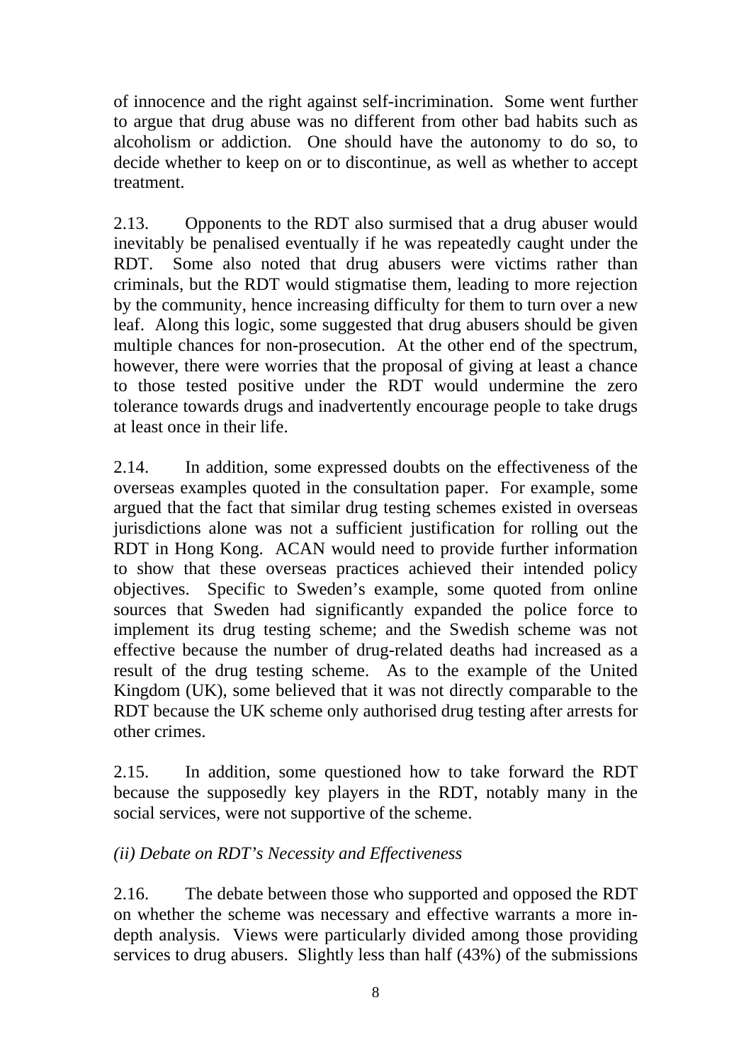of innocence and the right against self-incrimination. Some went further to argue that drug abuse was no different from other bad habits such as alcoholism or addiction. One should have the autonomy to do so, to decide whether to keep on or to discontinue, as well as whether to accept treatment.

2.13. Opponents to the RDT also surmised that a drug abuser would inevitably be penalised eventually if he was repeatedly caught under the RDT. Some also noted that drug abusers were victims rather than criminals, but the RDT would stigmatise them, leading to more rejection by the community, hence increasing difficulty for them to turn over a new leaf. Along this logic, some suggested that drug abusers should be given multiple chances for non-prosecution. At the other end of the spectrum, however, there were worries that the proposal of giving at least a chance to those tested positive under the RDT would undermine the zero tolerance towards drugs and inadvertently encourage people to take drugs at least once in their life.

2.14. In addition, some expressed doubts on the effectiveness of the overseas examples quoted in the consultation paper. For example, some argued that the fact that similar drug testing schemes existed in overseas jurisdictions alone was not a sufficient justification for rolling out the RDT in Hong Kong. ACAN would need to provide further information to show that these overseas practices achieved their intended policy objectives. Specific to Sweden's example, some quoted from online sources that Sweden had significantly expanded the police force to implement its drug testing scheme; and the Swedish scheme was not effective because the number of drug-related deaths had increased as a result of the drug testing scheme. As to the example of the United Kingdom (UK), some believed that it was not directly comparable to the RDT because the UK scheme only authorised drug testing after arrests for other crimes.

2.15. In addition, some questioned how to take forward the RDT because the supposedly key players in the RDT, notably many in the social services, were not supportive of the scheme.

*(ii) Debate on RDT's Necessity and Effectiveness*

2.16. The debate between those who supported and opposed the RDT on whether the scheme was necessary and effective warrants a more in-depth analysis. Views were particularly divided among those providing services to drug abusers. Slightly less than half (43%) of the submissions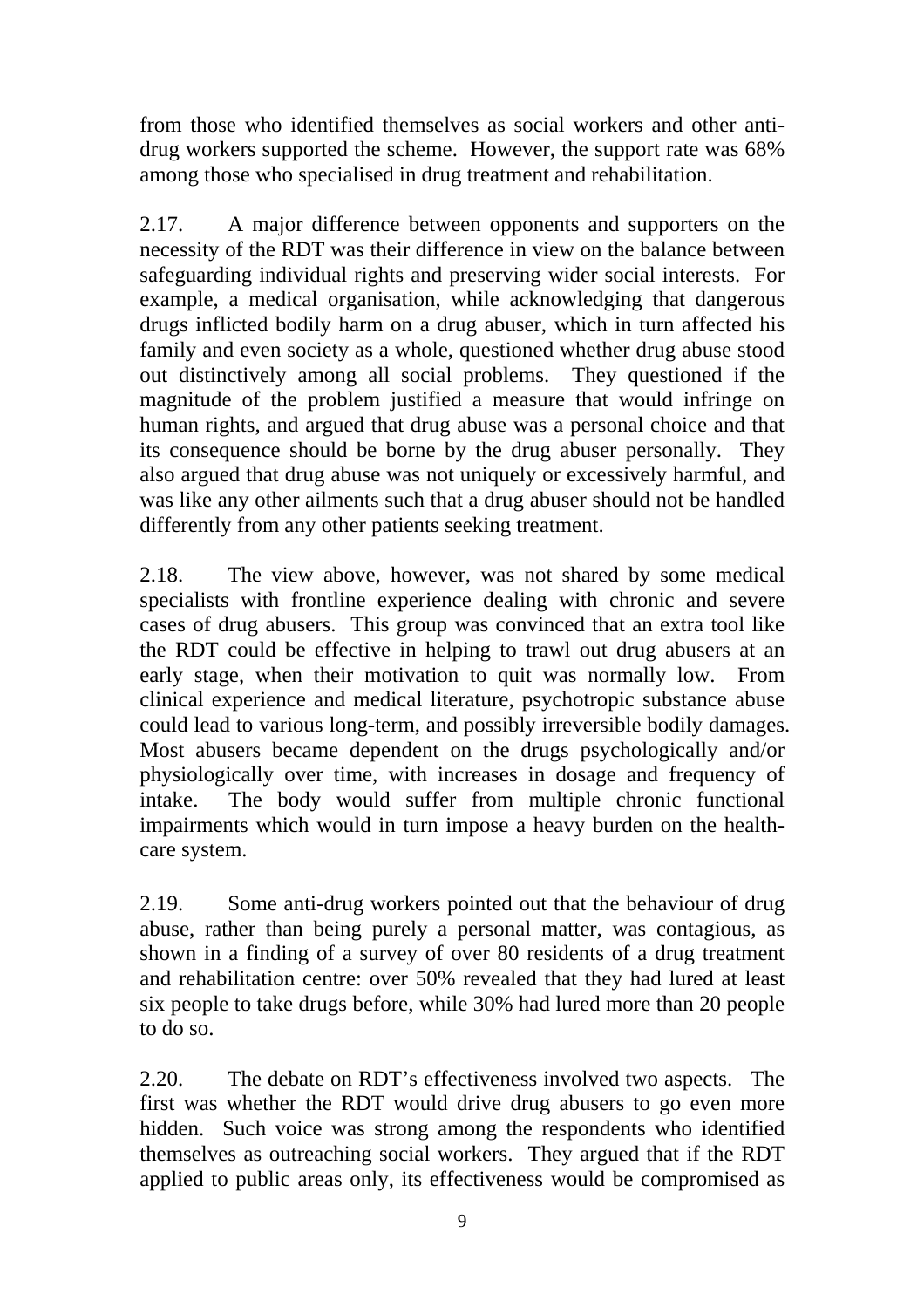from those who identified themselves as social workers and other anti-drug workers supported the scheme. However, the support rate was 68% among those who specialised in drug treatment and rehabilitation.

2.17. A major difference between opponents and supporters on the necessity of the RDT was their difference in view on the balance between safeguarding individual rights and preserving wider social interests. For example, a medical organisation, while acknowledging that dangerous drugs inflicted bodily harm on a drug abuser, which in turn affected his family and even society as a whole, questioned whether drug abuse stood out distinctively among all social problems. They questioned if the magnitude of the problem justified a measure that would infringe on human rights, and argued that drug abuse was a personal choice and that its consequence should be borne by the drug abuser personally. They also argued that drug abuse was not uniquely or excessively harmful, and was like any other ailments such that a drug abuser should not be handled differently from any other patients seeking treatment.

2.18. The view above, however, was not shared by some medical specialists with frontline experience dealing with chronic and severe cases of drug abusers. This group was convinced that an extra tool like the RDT could be effective in helping to trawl out drug abusers at an early stage, when their motivation to quit was normally low. From clinical experience and medical literature, psychotropic substance abuse could lead to various long-term, and possibly irreversible bodily damages. Most abusers became dependent on the drugs psychologically and/or physiologically over time, with increases in dosage and frequency of intake. The body would suffer from multiple chronic functional impairments which would in turn impose a heavy burden on the health-care system.

2.19. Some anti-drug workers pointed out that the behaviour of drug abuse, rather than being purely a personal matter, was contagious, as shown in a finding of a survey of over 80 residents of a drug treatment and rehabilitation centre: over 50% revealed that they had lured at least six people to take drugs before, while 30% had lured more than 20 people to do so.

2.20. The debate on RDT's effectiveness involved two aspects. The first was whether the RDT would drive drug abusers to go even more hidden. Such voice was strong among the respondents who identified themselves as outreaching social workers. They argued that if the RDT applied to public areas only, its effectiveness would be compromised as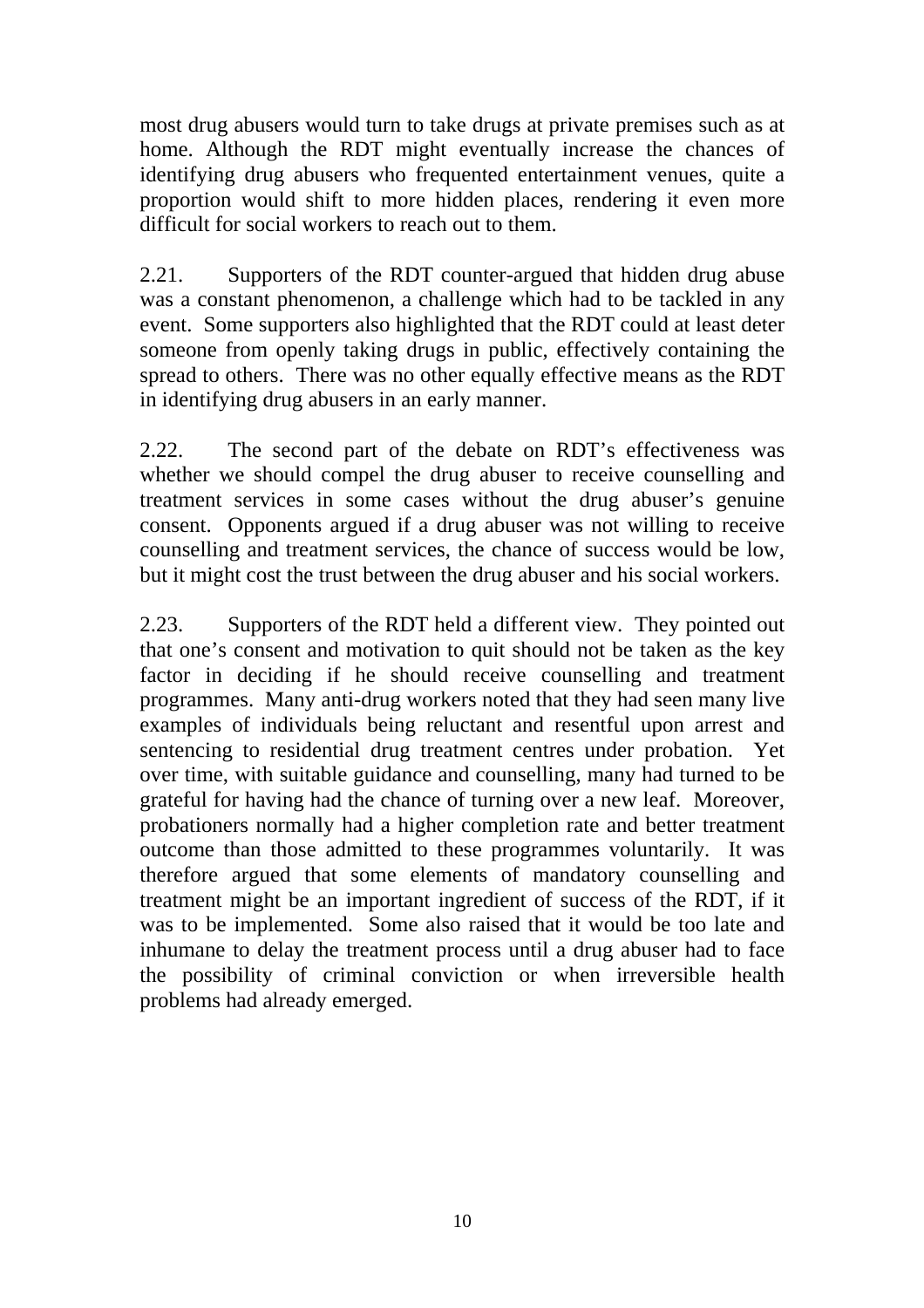most drug abusers would turn to take drugs at private premises such as at home. Although the RDT might eventually increase the chances of identifying drug abusers who frequented entertainment venues, quite a proportion would shift to more hidden places, rendering it even more difficult for social workers to reach out to them.

2.21. Supporters of the RDT counter-argued that hidden drug abuse was a constant phenomenon, a challenge which had to be tackled in any event. Some supporters also highlighted that the RDT could at least deter someone from openly taking drugs in public, effectively containing the spread to others. There was no other equally effective means as the RDT in identifying drug abusers in an early manner.

2.22. The second part of the debate on RDT's effectiveness was whether we should compel the drug abuser to receive counselling and treatment services in some cases without the drug abuser's genuine consent. Opponents argued if a drug abuser was not willing to receive counselling and treatment services, the chance of success would be low, but it might cost the trust between the drug abuser and his social workers.

2.23. Supporters of the RDT held a different view. They pointed out that one's consent and motivation to quit should not be taken as the key factor in deciding if he should receive counselling and treatment programmes. Many anti-drug workers noted that they had seen many live examples of individuals being reluctant and resentful upon arrest and sentencing to residential drug treatment centres under probation. Yet over time, with suitable guidance and counselling, many had turned to be grateful for having had the chance of turning over a new leaf. Moreover, probationers normally had a higher completion rate and better treatment outcome than those admitted to these programmes voluntarily. It was therefore argued that some elements of mandatory counselling and treatment might be an important ingredient of success of the RDT, if it was to be implemented. Some also raised that it would be too late and inhumane to delay the treatment process until a drug abuser had to face the possibility of criminal conviction or when irreversible health problems had already emerged.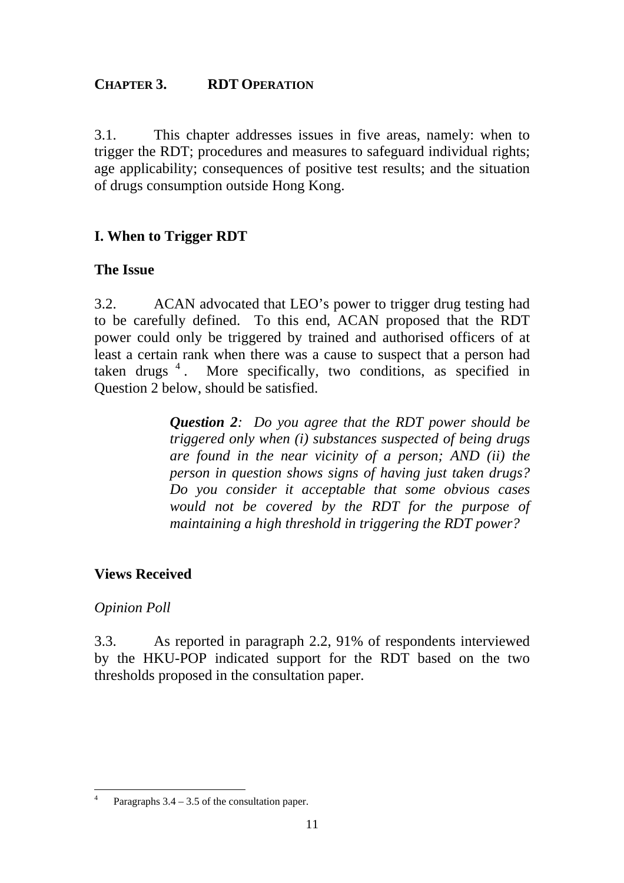## CHAPTER 3. RDT OPERATION

3.1. This chapter addresses issues in five areas, namely: when to trigger the RDT; procedures and measures to safeguard individual rights; age applicability; consequences of positive test results; and the situation of drugs consumption outside Hong Kong.

### I. When to Trigger RDT

#### The Issue

3.2. ACAN advocated that LEO's power to trigger drug testing had to be carefully defined. To this end, ACAN proposed that the RDT power could only be triggered by trained and authorised officers of at least a certain rank when there was a cause to suspect that a person had taken drugs [4]. More specifically, two conditions, as specified in Question 2 below, should be satisfied.

> ***Question 2****: Do you agree that the RDT power should be triggered only when (i) substances suspected of being drugs are found in the near vicinity of a person; AND (ii) the person in question shows signs of having just taken drugs? Do you consider it acceptable that some obvious cases would not be covered by the RDT for the purpose of maintaining a high threshold in triggering the RDT power?*

#### Views Received

*Opinion Poll*

3.3. As reported in paragraph 2.2, 91% of respondents interviewed by the HKU-POP indicated support for the RDT based on the two thresholds proposed in the consultation paper.

---

[4] Paragraphs 3.4 – 3.5 of the consultation paper.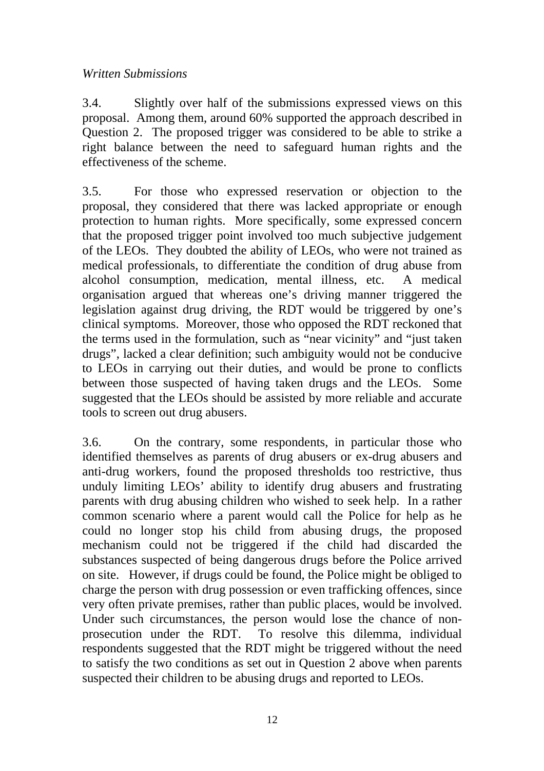*Written Submissions*

3.4. Slightly over half of the submissions expressed views on this proposal. Among them, around 60% supported the approach described in Question 2. The proposed trigger was considered to be able to strike a right balance between the need to safeguard human rights and the effectiveness of the scheme.

3.5. For those who expressed reservation or objection to the proposal, they considered that there was lacked appropriate or enough protection to human rights. More specifically, some expressed concern that the proposed trigger point involved too much subjective judgement of the LEOs. They doubted the ability of LEOs, who were not trained as medical professionals, to differentiate the condition of drug abuse from alcohol consumption, medication, mental illness, etc. A medical organisation argued that whereas one's driving manner triggered the legislation against drug driving, the RDT would be triggered by one's clinical symptoms. Moreover, those who opposed the RDT reckoned that the terms used in the formulation, such as "near vicinity" and "just taken drugs", lacked a clear definition; such ambiguity would not be conducive to LEOs in carrying out their duties, and would be prone to conflicts between those suspected of having taken drugs and the LEOs. Some suggested that the LEOs should be assisted by more reliable and accurate tools to screen out drug abusers.

3.6. On the contrary, some respondents, in particular those who identified themselves as parents of drug abusers or ex-drug abusers and anti-drug workers, found the proposed thresholds too restrictive, thus unduly limiting LEOs' ability to identify drug abusers and frustrating parents with drug abusing children who wished to seek help. In a rather common scenario where a parent would call the Police for help as he could no longer stop his child from abusing drugs, the proposed mechanism could not be triggered if the child had discarded the substances suspected of being dangerous drugs before the Police arrived on site. However, if drugs could be found, the Police might be obliged to charge the person with drug possession or even trafficking offences, since very often private premises, rather than public places, would be involved. Under such circumstances, the person would lose the chance of non-prosecution under the RDT. To resolve this dilemma, individual respondents suggested that the RDT might be triggered without the need to satisfy the two conditions as set out in Question 2 above when parents suspected their children to be abusing drugs and reported to LEOs.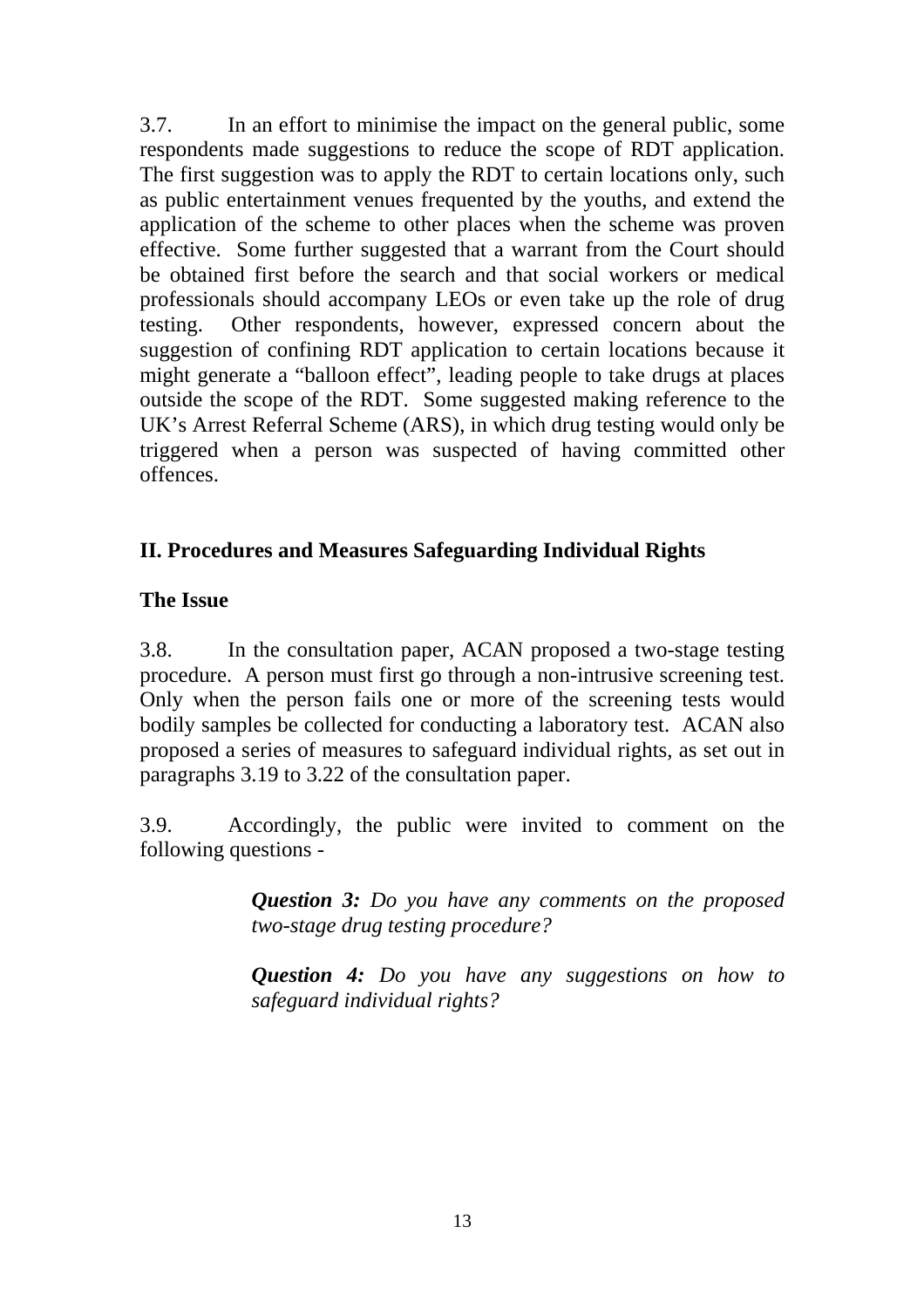3.7. In an effort to minimise the impact on the general public, some respondents made suggestions to reduce the scope of RDT application. The first suggestion was to apply the RDT to certain locations only, such as public entertainment venues frequented by the youths, and extend the application of the scheme to other places when the scheme was proven effective. Some further suggested that a warrant from the Court should be obtained first before the search and that social workers or medical professionals should accompany LEOs or even take up the role of drug testing. Other respondents, however, expressed concern about the suggestion of confining RDT application to certain locations because it might generate a "balloon effect", leading people to take drugs at places outside the scope of the RDT. Some suggested making reference to the UK's Arrest Referral Scheme (ARS), in which drug testing would only be triggered when a person was suspected of having committed other offences.

## II. Procedures and Measures Safeguarding Individual Rights

### The Issue

3.8. In the consultation paper, ACAN proposed a two-stage testing procedure. A person must first go through a non-intrusive screening test. Only when the person fails one or more of the screening tests would bodily samples be collected for conducting a laboratory test. ACAN also proposed a series of measures to safeguard individual rights, as set out in paragraphs 3.19 to 3.22 of the consultation paper.

3.9. Accordingly, the public were invited to comment on the following questions -

> ***Question 3:*** *Do you have any comments on the proposed two-stage drug testing procedure?*
>
> ***Question 4:*** *Do you have any suggestions on how to safeguard individual rights?*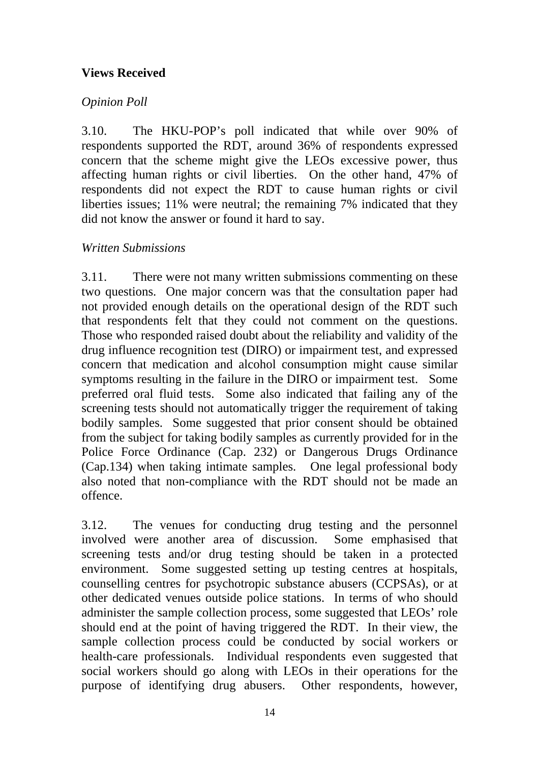**Views Received**

*Opinion Poll*

3.10. The HKU-POP's poll indicated that while over 90% of respondents supported the RDT, around 36% of respondents expressed concern that the scheme might give the LEOs excessive power, thus affecting human rights or civil liberties. On the other hand, 47% of respondents did not expect the RDT to cause human rights or civil liberties issues; 11% were neutral; the remaining 7% indicated that they did not know the answer or found it hard to say.

*Written Submissions*

3.11. There were not many written submissions commenting on these two questions. One major concern was that the consultation paper had not provided enough details on the operational design of the RDT such that respondents felt that they could not comment on the questions. Those who responded raised doubt about the reliability and validity of the drug influence recognition test (DIRO) or impairment test, and expressed concern that medication and alcohol consumption might cause similar symptoms resulting in the failure in the DIRO or impairment test. Some preferred oral fluid tests. Some also indicated that failing any of the screening tests should not automatically trigger the requirement of taking bodily samples. Some suggested that prior consent should be obtained from the subject for taking bodily samples as currently provided for in the Police Force Ordinance (Cap. 232) or Dangerous Drugs Ordinance (Cap.134) when taking intimate samples. One legal professional body also noted that non-compliance with the RDT should not be made an offence.

3.12. The venues for conducting drug testing and the personnel involved were another area of discussion. Some emphasised that screening tests and/or drug testing should be taken in a protected environment. Some suggested setting up testing centres at hospitals, counselling centres for psychotropic substance abusers (CCPSAs), or at other dedicated venues outside police stations. In terms of who should administer the sample collection process, some suggested that LEOs' role should end at the point of having triggered the RDT. In their view, the sample collection process could be conducted by social workers or health-care professionals. Individual respondents even suggested that social workers should go along with LEOs in their operations for the purpose of identifying drug abusers. Other respondents, however,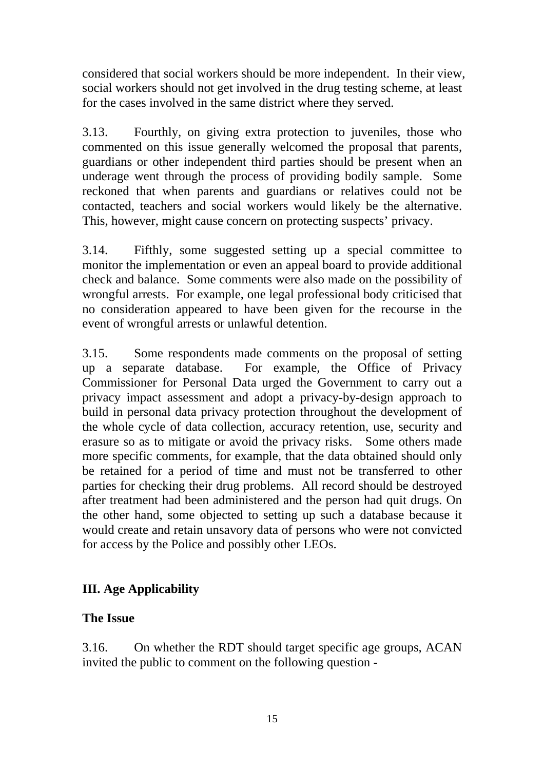considered that social workers should be more independent. In their view, social workers should not get involved in the drug testing scheme, at least for the cases involved in the same district where they served.

3.13. Fourthly, on giving extra protection to juveniles, those who commented on this issue generally welcomed the proposal that parents, guardians or other independent third parties should be present when an underage went through the process of providing bodily sample. Some reckoned that when parents and guardians or relatives could not be contacted, teachers and social workers would likely be the alternative. This, however, might cause concern on protecting suspects' privacy.

3.14. Fifthly, some suggested setting up a special committee to monitor the implementation or even an appeal board to provide additional check and balance. Some comments were also made on the possibility of wrongful arrests. For example, one legal professional body criticised that no consideration appeared to have been given for the recourse in the event of wrongful arrests or unlawful detention.

3.15. Some respondents made comments on the proposal of setting up a separate database. For example, the Office of Privacy Commissioner for Personal Data urged the Government to carry out a privacy impact assessment and adopt a privacy-by-design approach to build in personal data privacy protection throughout the development of the whole cycle of data collection, accuracy retention, use, security and erasure so as to mitigate or avoid the privacy risks. Some others made more specific comments, for example, that the data obtained should only be retained for a period of time and must not be transferred to other parties for checking their drug problems. All record should be destroyed after treatment had been administered and the person had quit drugs. On the other hand, some objected to setting up such a database because it would create and retain unsavory data of persons who were not convicted for access by the Police and possibly other LEOs.

## III. Age Applicability

### The Issue

3.16. On whether the RDT should target specific age groups, ACAN invited the public to comment on the following question -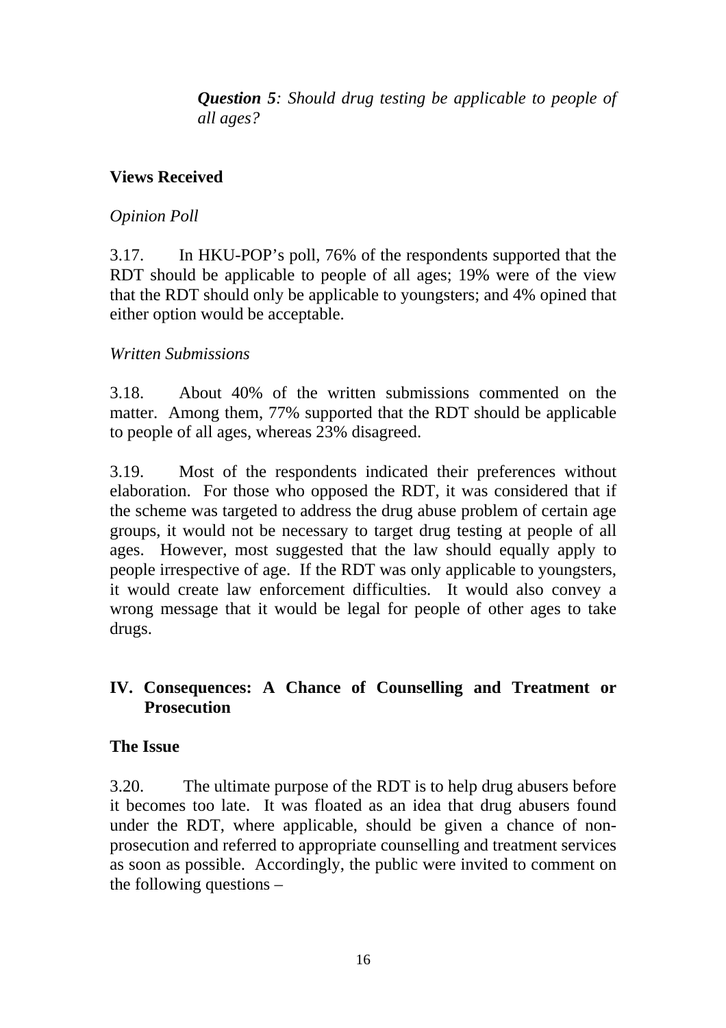***Question 5**: Should drug testing be applicable to people of all ages?*

**Views Received**

*Opinion Poll*

3.17. In HKU-POP's poll, 76% of the respondents supported that the RDT should be applicable to people of all ages; 19% were of the view that the RDT should only be applicable to youngsters; and 4% opined that either option would be acceptable.

*Written Submissions*

3.18. About 40% of the written submissions commented on the matter. Among them, 77% supported that the RDT should be applicable to people of all ages, whereas 23% disagreed.

3.19. Most of the respondents indicated their preferences without elaboration. For those who opposed the RDT, it was considered that if the scheme was targeted to address the drug abuse problem of certain age groups, it would not be necessary to target drug testing at people of all ages. However, most suggested that the law should equally apply to people irrespective of age. If the RDT was only applicable to youngsters, it would create law enforcement difficulties. It would also convey a wrong message that it would be legal for people of other ages to take drugs.

## IV. Consequences: A Chance of Counselling and Treatment or Prosecution

**The Issue**

3.20. The ultimate purpose of the RDT is to help drug abusers before it becomes too late. It was floated as an idea that drug abusers found under the RDT, where applicable, should be given a chance of non-prosecution and referred to appropriate counselling and treatment services as soon as possible. Accordingly, the public were invited to comment on the following questions –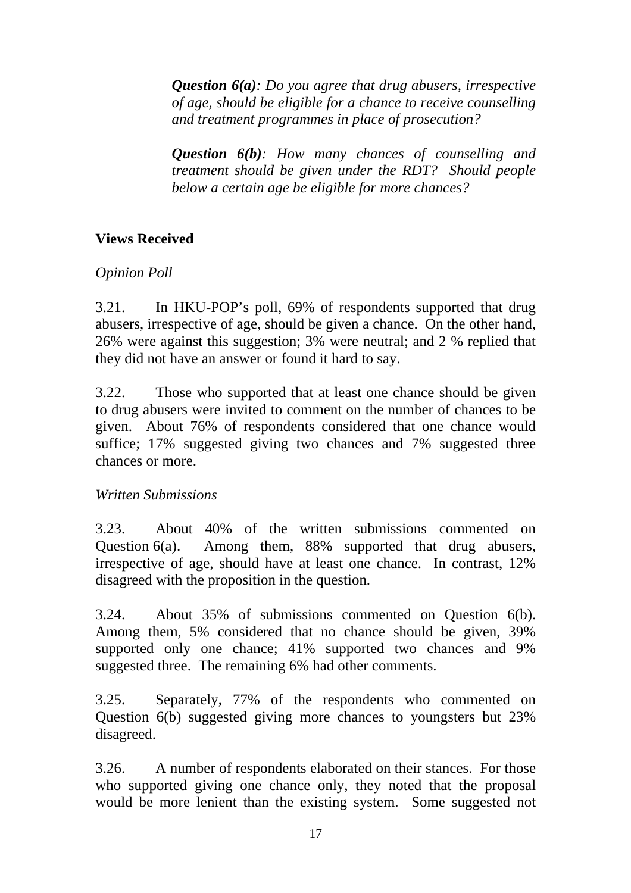***Question 6(a)**: Do you agree that drug abusers, irrespective of age, should be eligible for a chance to receive counselling and treatment programmes in place of prosecution?*

***Question 6(b)**: How many chances of counselling and treatment should be given under the RDT? Should people below a certain age be eligible for more chances?*

**Views Received**

*Opinion Poll*

3.21. In HKU-POP's poll, 69% of respondents supported that drug abusers, irrespective of age, should be given a chance. On the other hand, 26% were against this suggestion; 3% were neutral; and 2 % replied that they did not have an answer or found it hard to say.

3.22. Those who supported that at least one chance should be given to drug abusers were invited to comment on the number of chances to be given. About 76% of respondents considered that one chance would suffice; 17% suggested giving two chances and 7% suggested three chances or more.

*Written Submissions*

3.23. About 40% of the written submissions commented on Question 6(a). Among them, 88% supported that drug abusers, irrespective of age, should have at least one chance. In contrast, 12% disagreed with the proposition in the question.

3.24. About 35% of submissions commented on Question 6(b). Among them, 5% considered that no chance should be given, 39% supported only one chance; 41% supported two chances and 9% suggested three. The remaining 6% had other comments.

3.25. Separately, 77% of the respondents who commented on Question 6(b) suggested giving more chances to youngsters but 23% disagreed.

3.26. A number of respondents elaborated on their stances. For those who supported giving one chance only, they noted that the proposal would be more lenient than the existing system. Some suggested not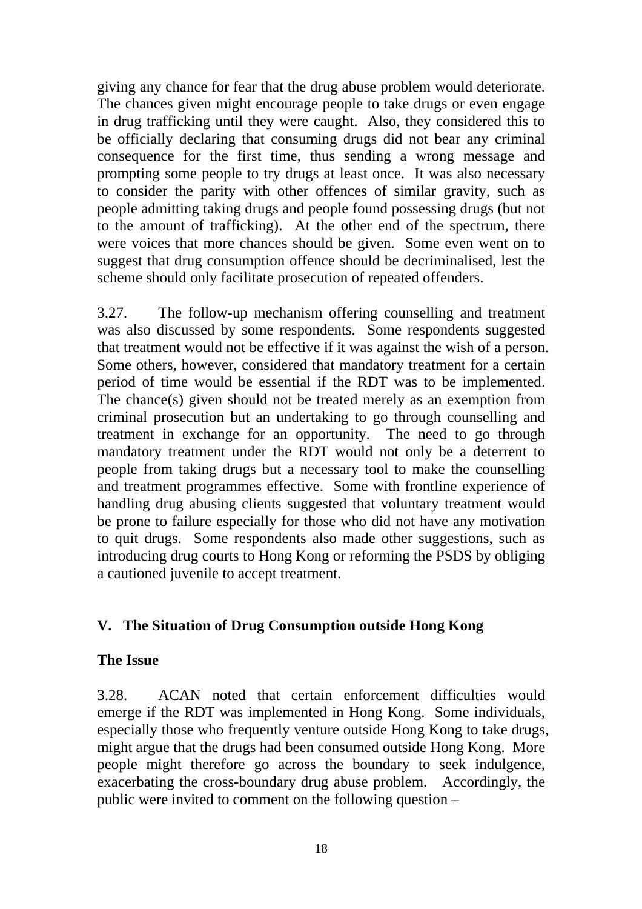giving any chance for fear that the drug abuse problem would deteriorate. The chances given might encourage people to take drugs or even engage in drug trafficking until they were caught. Also, they considered this to be officially declaring that consuming drugs did not bear any criminal consequence for the first time, thus sending a wrong message and prompting some people to try drugs at least once. It was also necessary to consider the parity with other offences of similar gravity, such as people admitting taking drugs and people found possessing drugs (but not to the amount of trafficking). At the other end of the spectrum, there were voices that more chances should be given. Some even went on to suggest that drug consumption offence should be decriminalised, lest the scheme should only facilitate prosecution of repeated offenders.

3.27. The follow-up mechanism offering counselling and treatment was also discussed by some respondents. Some respondents suggested that treatment would not be effective if it was against the wish of a person. Some others, however, considered that mandatory treatment for a certain period of time would be essential if the RDT was to be implemented. The chance(s) given should not be treated merely as an exemption from criminal prosecution but an undertaking to go through counselling and treatment in exchange for an opportunity. The need to go through mandatory treatment under the RDT would not only be a deterrent to people from taking drugs but a necessary tool to make the counselling and treatment programmes effective. Some with frontline experience of handling drug abusing clients suggested that voluntary treatment would be prone to failure especially for those who did not have any motivation to quit drugs. Some respondents also made other suggestions, such as introducing drug courts to Hong Kong or reforming the PSDS by obliging a cautioned juvenile to accept treatment.

## V. The Situation of Drug Consumption outside Hong Kong

### The Issue

3.28. ACAN noted that certain enforcement difficulties would emerge if the RDT was implemented in Hong Kong. Some individuals, especially those who frequently venture outside Hong Kong to take drugs, might argue that the drugs had been consumed outside Hong Kong. More people might therefore go across the boundary to seek indulgence, exacerbating the cross-boundary drug abuse problem. Accordingly, the public were invited to comment on the following question –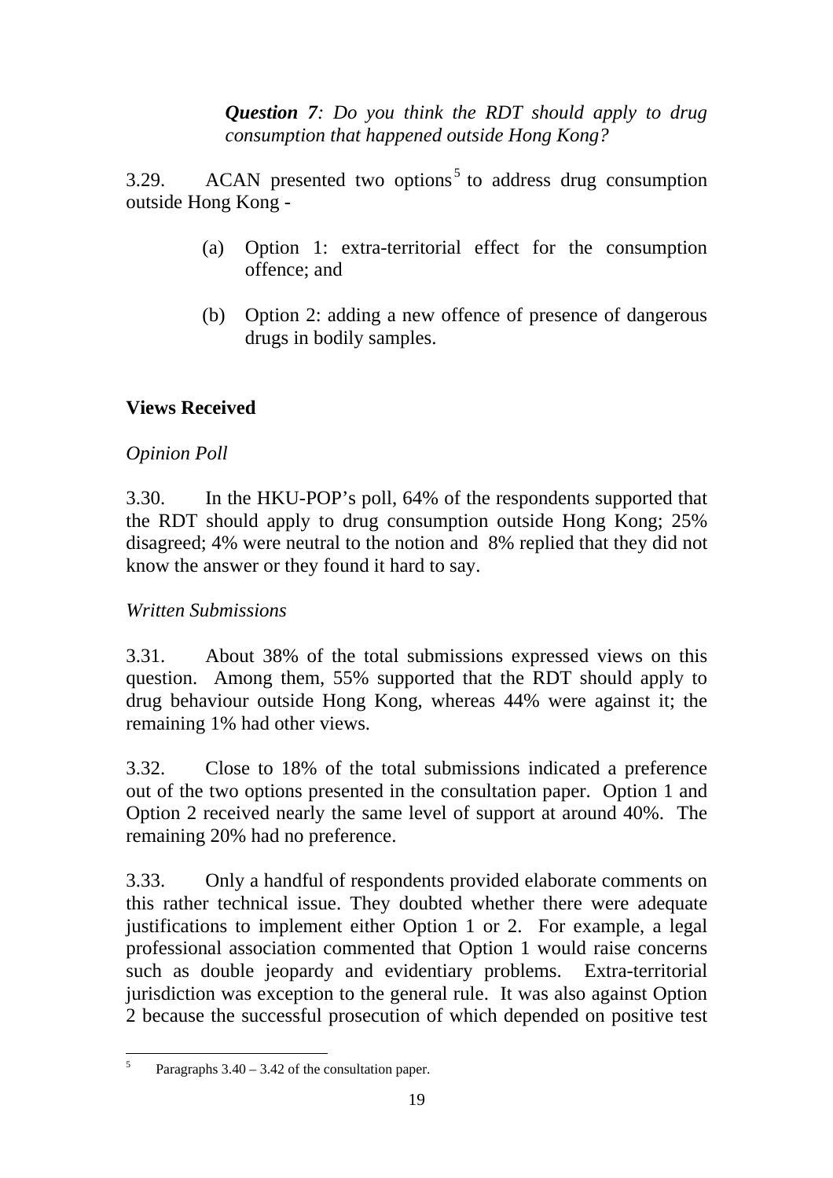> ***Question 7****: Do you think the RDT should apply to drug consumption that happened outside Hong Kong?*

3.29. ACAN presented two options[5] to address drug consumption outside Hong Kong -

(a) Option 1: extra-territorial effect for the consumption offence; and

(b) Option 2: adding a new offence of presence of dangerous drugs in bodily samples.

## Views Received

*Opinion Poll*

3.30. In the HKU-POP's poll, 64% of the respondents supported that the RDT should apply to drug consumption outside Hong Kong; 25% disagreed; 4% were neutral to the notion and 8% replied that they did not know the answer or they found it hard to say.

*Written Submissions*

3.31. About 38% of the total submissions expressed views on this question. Among them, 55% supported that the RDT should apply to drug behaviour outside Hong Kong, whereas 44% were against it; the remaining 1% had other views.

3.32. Close to 18% of the total submissions indicated a preference out of the two options presented in the consultation paper. Option 1 and Option 2 received nearly the same level of support at around 40%. The remaining 20% had no preference.

3.33. Only a handful of respondents provided elaborate comments on this rather technical issue. They doubted whether there were adequate justifications to implement either Option 1 or 2. For example, a legal professional association commented that Option 1 would raise concerns such as double jeopardy and evidentiary problems. Extra-territorial jurisdiction was exception to the general rule. It was also against Option 2 because the successful prosecution of which depended on positive test

---

[5] Paragraphs 3.40 – 3.42 of the consultation paper.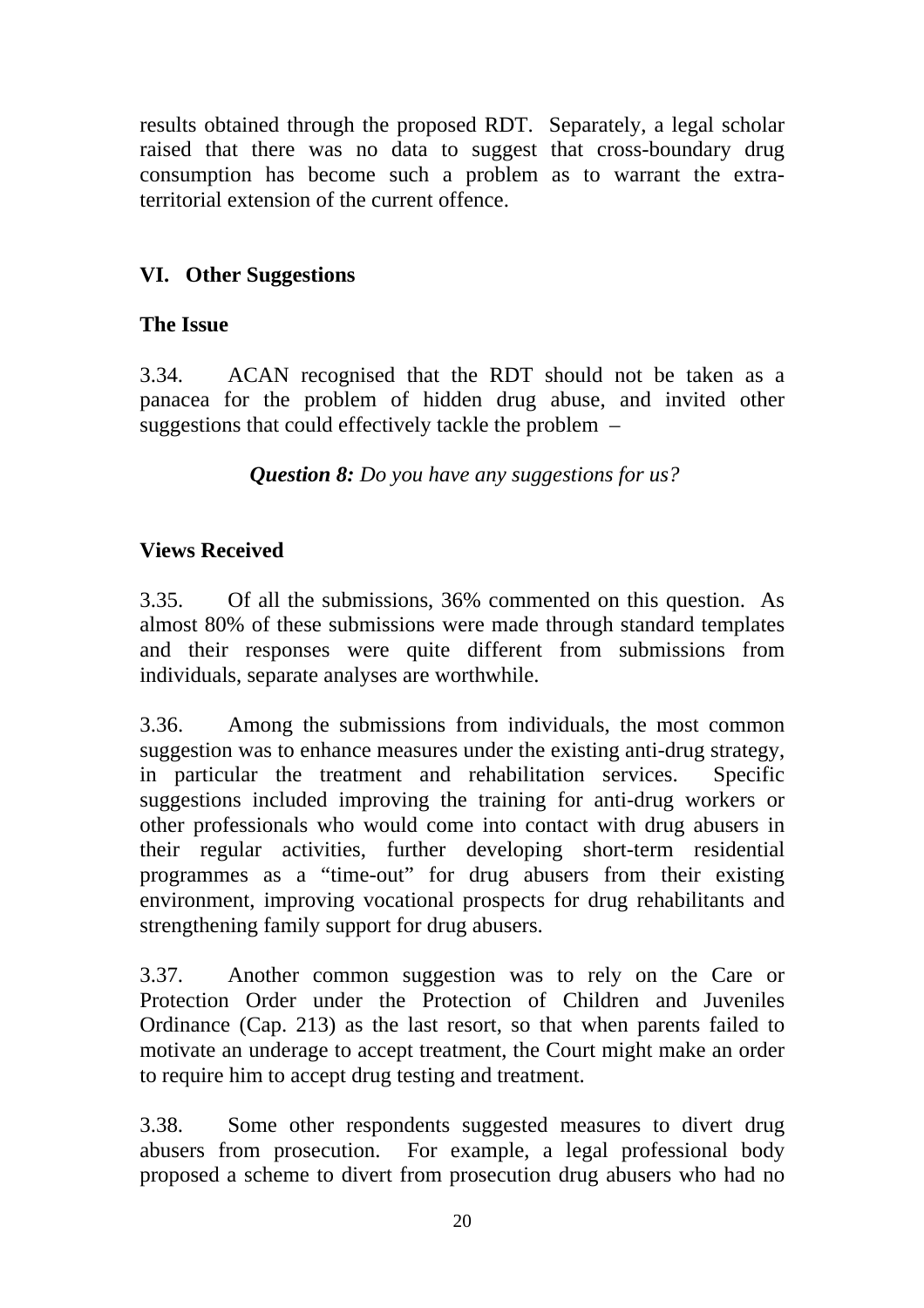results obtained through the proposed RDT. Separately, a legal scholar raised that there was no data to suggest that cross-boundary drug consumption has become such a problem as to warrant the extra-territorial extension of the current offence.

## VI. Other Suggestions

### The Issue

3.34. ACAN recognised that the RDT should not be taken as a panacea for the problem of hidden drug abuse, and invited other suggestions that could effectively tackle the problem –

> ***Question 8:*** *Do you have any suggestions for us?*

### Views Received

3.35. Of all the submissions, 36% commented on this question. As almost 80% of these submissions were made through standard templates and their responses were quite different from submissions from individuals, separate analyses are worthwhile.

3.36. Among the submissions from individuals, the most common suggestion was to enhance measures under the existing anti-drug strategy, in particular the treatment and rehabilitation services. Specific suggestions included improving the training for anti-drug workers or other professionals who would come into contact with drug abusers in their regular activities, further developing short-term residential programmes as a "time-out" for drug abusers from their existing environment, improving vocational prospects for drug rehabilitants and strengthening family support for drug abusers.

3.37. Another common suggestion was to rely on the Care or Protection Order under the Protection of Children and Juveniles Ordinance (Cap. 213) as the last resort, so that when parents failed to motivate an underage to accept treatment, the Court might make an order to require him to accept drug testing and treatment.

3.38. Some other respondents suggested measures to divert drug abusers from prosecution. For example, a legal professional body proposed a scheme to divert from prosecution drug abusers who had no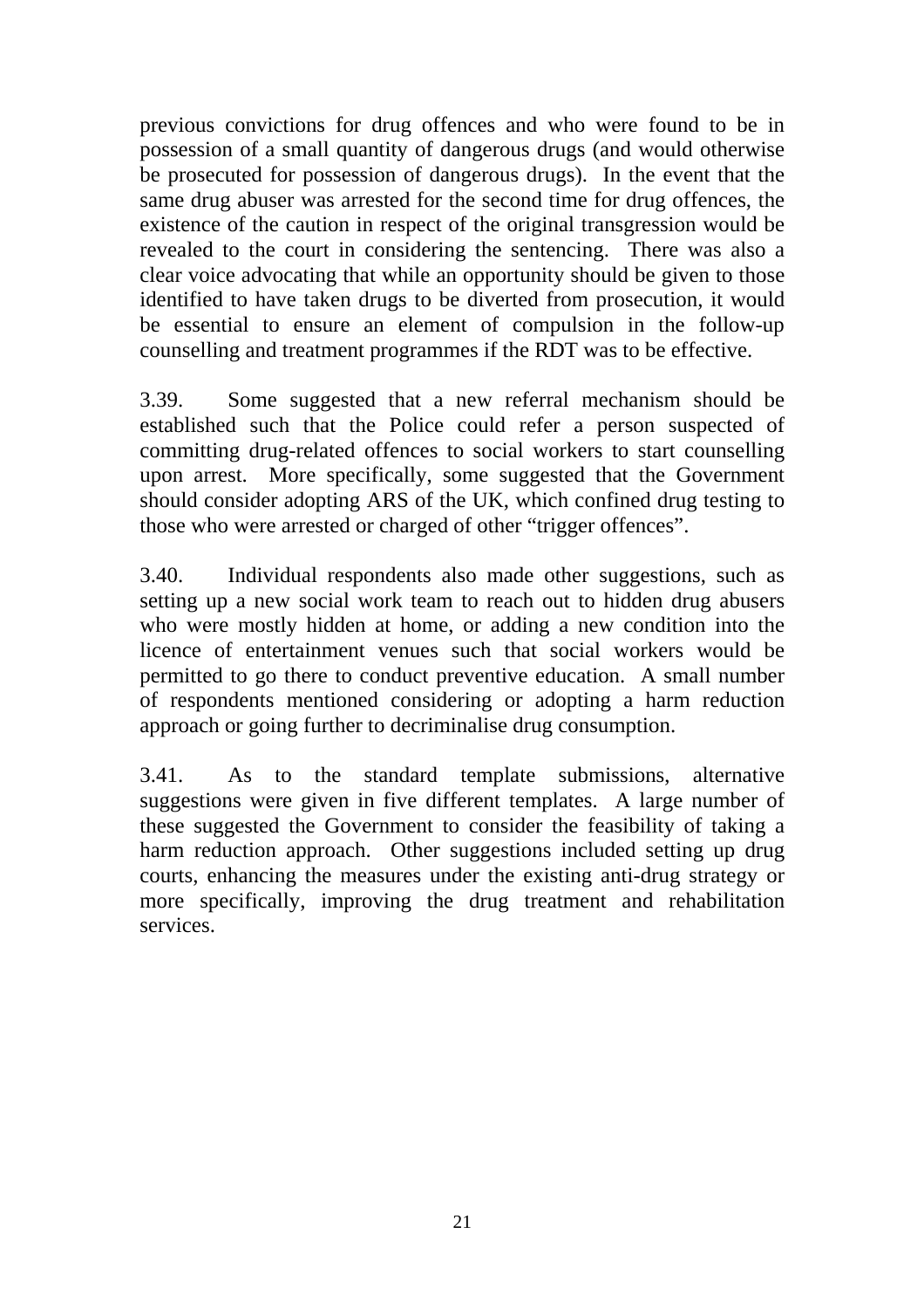previous convictions for drug offences and who were found to be in possession of a small quantity of dangerous drugs (and would otherwise be prosecuted for possession of dangerous drugs). In the event that the same drug abuser was arrested for the second time for drug offences, the existence of the caution in respect of the original transgression would be revealed to the court in considering the sentencing. There was also a clear voice advocating that while an opportunity should be given to those identified to have taken drugs to be diverted from prosecution, it would be essential to ensure an element of compulsion in the follow-up counselling and treatment programmes if the RDT was to be effective.

3.39. Some suggested that a new referral mechanism should be established such that the Police could refer a person suspected of committing drug-related offences to social workers to start counselling upon arrest. More specifically, some suggested that the Government should consider adopting ARS of the UK, which confined drug testing to those who were arrested or charged of other "trigger offences".

3.40. Individual respondents also made other suggestions, such as setting up a new social work team to reach out to hidden drug abusers who were mostly hidden at home, or adding a new condition into the licence of entertainment venues such that social workers would be permitted to go there to conduct preventive education. A small number of respondents mentioned considering or adopting a harm reduction approach or going further to decriminalise drug consumption.

3.41. As to the standard template submissions, alternative suggestions were given in five different templates. A large number of these suggested the Government to consider the feasibility of taking a harm reduction approach. Other suggestions included setting up drug courts, enhancing the measures under the existing anti-drug strategy or more specifically, improving the drug treatment and rehabilitation services.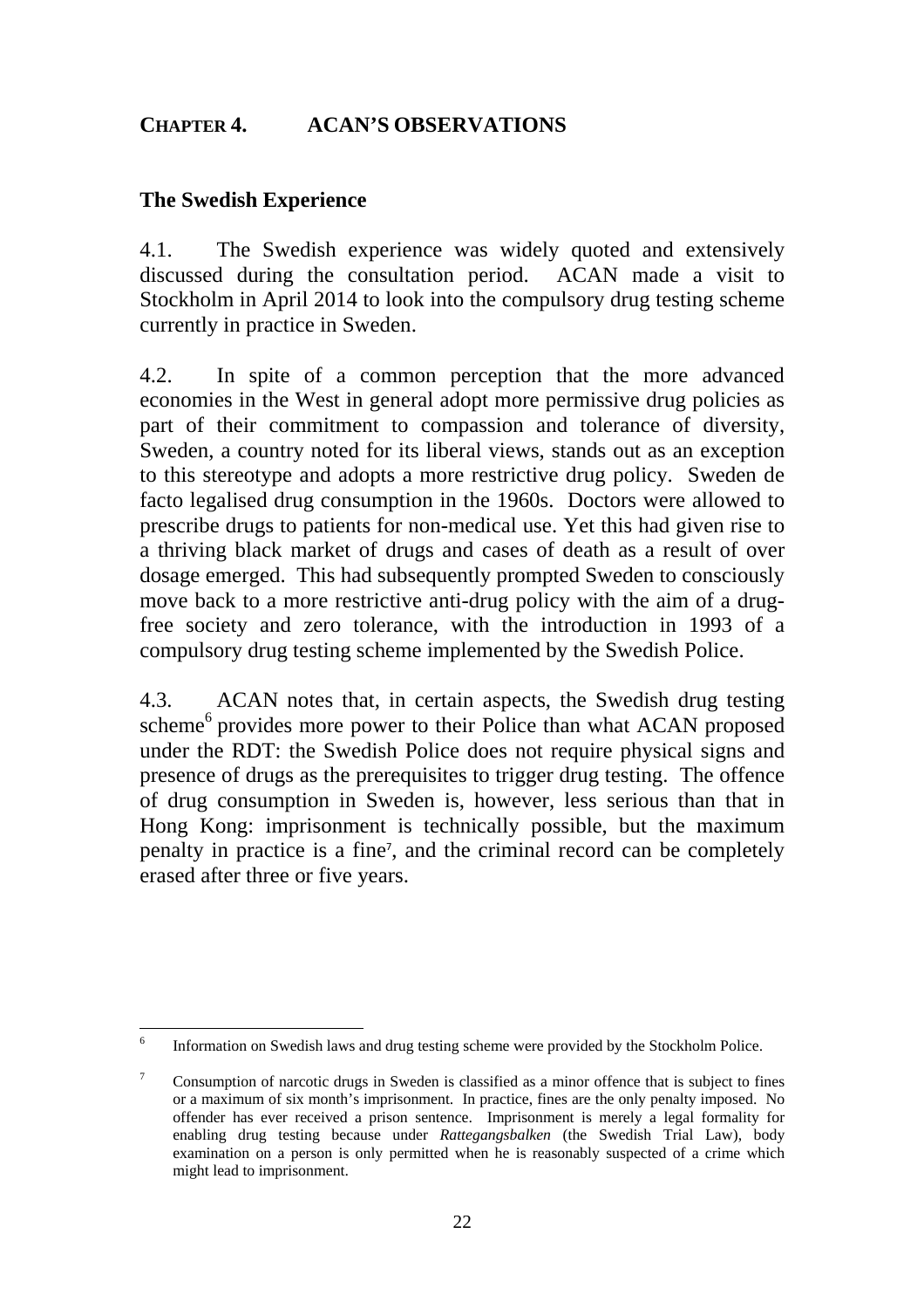# CHAPTER 4. ACAN'S OBSERVATIONS

## The Swedish Experience

4.1. The Swedish experience was widely quoted and extensively discussed during the consultation period. ACAN made a visit to Stockholm in April 2014 to look into the compulsory drug testing scheme currently in practice in Sweden.

4.2. In spite of a common perception that the more advanced economies in the West in general adopt more permissive drug policies as part of their commitment to compassion and tolerance of diversity, Sweden, a country noted for its liberal views, stands out as an exception to this stereotype and adopts a more restrictive drug policy. Sweden de facto legalised drug consumption in the 1960s. Doctors were allowed to prescribe drugs to patients for non-medical use. Yet this had given rise to a thriving black market of drugs and cases of death as a result of over dosage emerged. This had subsequently prompted Sweden to consciously move back to a more restrictive anti-drug policy with the aim of a drug-free society and zero tolerance, with the introduction in 1993 of a compulsory drug testing scheme implemented by the Swedish Police.

4.3. ACAN notes that, in certain aspects, the Swedish drug testing scheme[6] provides more power to their Police than what ACAN proposed under the RDT: the Swedish Police does not require physical signs and presence of drugs as the prerequisites to trigger drug testing. The offence of drug consumption in Sweden is, however, less serious than that in Hong Kong: imprisonment is technically possible, but the maximum penalty in practice is a fine[7], and the criminal record can be completely erased after three or five years.

---

[6] Information on Swedish laws and drug testing scheme were provided by the Stockholm Police.

[7] Consumption of narcotic drugs in Sweden is classified as a minor offence that is subject to fines or a maximum of six month's imprisonment. In practice, fines are the only penalty imposed. No offender has ever received a prison sentence. Imprisonment is merely a legal formality for enabling drug testing because under *Rattegangsbalken* (the Swedish Trial Law), body examination on a person is only permitted when he is reasonably suspected of a crime which might lead to imprisonment.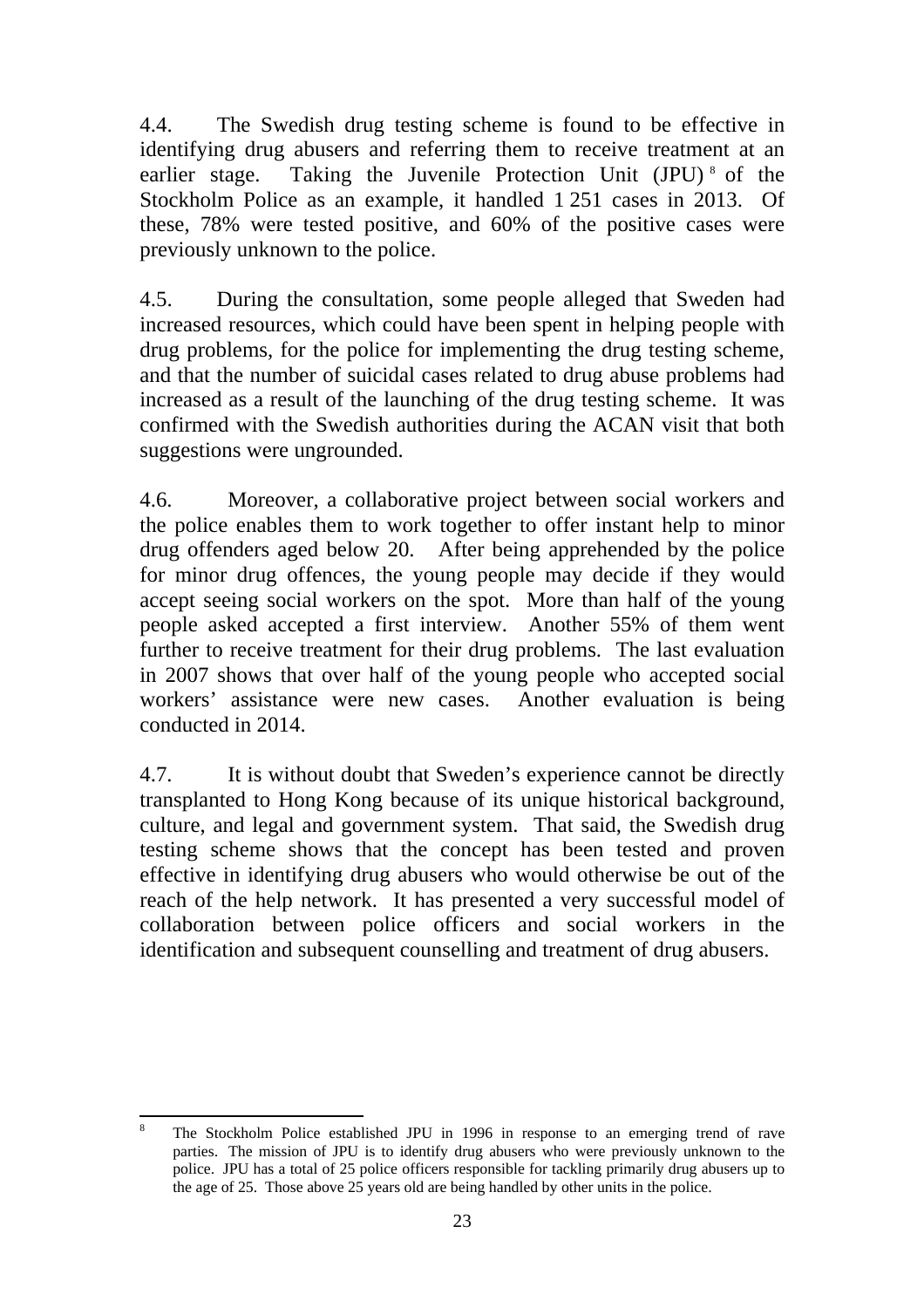4.4. The Swedish drug testing scheme is found to be effective in identifying drug abusers and referring them to receive treatment at an earlier stage. Taking the Juvenile Protection Unit (JPU) [8] of the Stockholm Police as an example, it handled 1 251 cases in 2013. Of these, 78% were tested positive, and 60% of the positive cases were previously unknown to the police.

4.5. During the consultation, some people alleged that Sweden had increased resources, which could have been spent in helping people with drug problems, for the police for implementing the drug testing scheme, and that the number of suicidal cases related to drug abuse problems had increased as a result of the launching of the drug testing scheme. It was confirmed with the Swedish authorities during the ACAN visit that both suggestions were ungrounded.

4.6. Moreover, a collaborative project between social workers and the police enables them to work together to offer instant help to minor drug offenders aged below 20. After being apprehended by the police for minor drug offences, the young people may decide if they would accept seeing social workers on the spot. More than half of the young people asked accepted a first interview. Another 55% of them went further to receive treatment for their drug problems. The last evaluation in 2007 shows that over half of the young people who accepted social workers' assistance were new cases. Another evaluation is being conducted in 2014.

4.7. It is without doubt that Sweden's experience cannot be directly transplanted to Hong Kong because of its unique historical background, culture, and legal and government system. That said, the Swedish drug testing scheme shows that the concept has been tested and proven effective in identifying drug abusers who would otherwise be out of the reach of the help network. It has presented a very successful model of collaboration between police officers and social workers in the identification and subsequent counselling and treatment of drug abusers.

---

[8] The Stockholm Police established JPU in 1996 in response to an emerging trend of rave parties. The mission of JPU is to identify drug abusers who were previously unknown to the police. JPU has a total of 25 police officers responsible for tackling primarily drug abusers up to the age of 25. Those above 25 years old are being handled by other units in the police.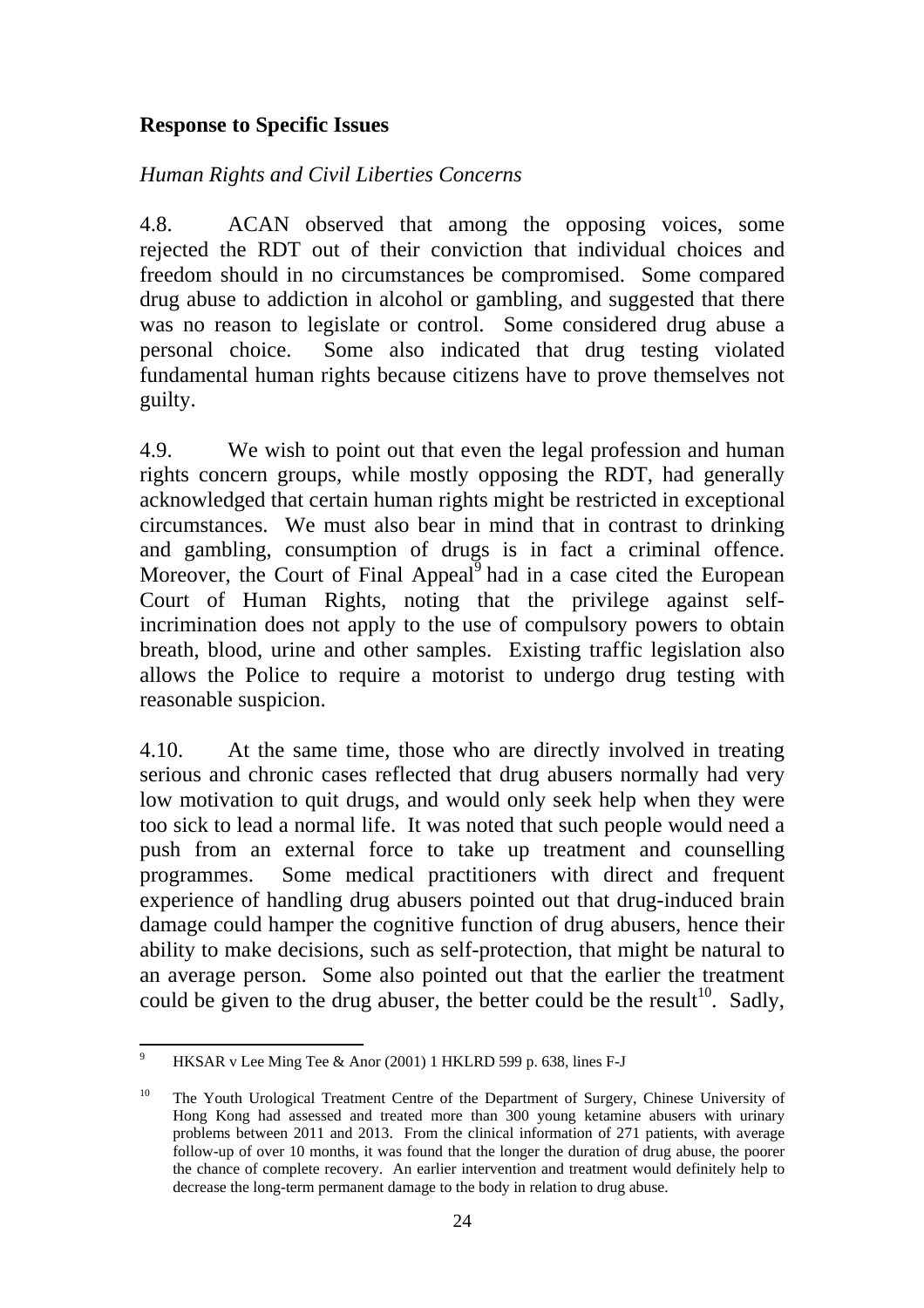**Response to Specific Issues**

*Human Rights and Civil Liberties Concerns*

4.8. ACAN observed that among the opposing voices, some rejected the RDT out of their conviction that individual choices and freedom should in no circumstances be compromised. Some compared drug abuse to addiction in alcohol or gambling, and suggested that there was no reason to legislate or control. Some considered drug abuse a personal choice. Some also indicated that drug testing violated fundamental human rights because citizens have to prove themselves not guilty.

4.9. We wish to point out that even the legal profession and human rights concern groups, while mostly opposing the RDT, had generally acknowledged that certain human rights might be restricted in exceptional circumstances. We must also bear in mind that in contrast to drinking and gambling, consumption of drugs is in fact a criminal offence. Moreover, the Court of Final Appeal[9] had in a case cited the European Court of Human Rights, noting that the privilege against self-incrimination does not apply to the use of compulsory powers to obtain breath, blood, urine and other samples. Existing traffic legislation also allows the Police to require a motorist to undergo drug testing with reasonable suspicion.

4.10. At the same time, those who are directly involved in treating serious and chronic cases reflected that drug abusers normally had very low motivation to quit drugs, and would only seek help when they were too sick to lead a normal life. It was noted that such people would need a push from an external force to take up treatment and counselling programmes. Some medical practitioners with direct and frequent experience of handling drug abusers pointed out that drug-induced brain damage could hamper the cognitive function of drug abusers, hence their ability to make decisions, such as self-protection, that might be natural to an average person. Some also pointed out that the earlier the treatment could be given to the drug abuser, the better could be the result[10]. Sadly,

---

[9] HKSAR v Lee Ming Tee & Anor (2001) 1 HKLRD 599 p. 638, lines F-J

[10] The Youth Urological Treatment Centre of the Department of Surgery, Chinese University of Hong Kong had assessed and treated more than 300 young ketamine abusers with urinary problems between 2011 and 2013. From the clinical information of 271 patients, with average follow-up of over 10 months, it was found that the longer the duration of drug abuse, the poorer the chance of complete recovery. An earlier intervention and treatment would definitely help to decrease the long-term permanent damage to the body in relation to drug abuse.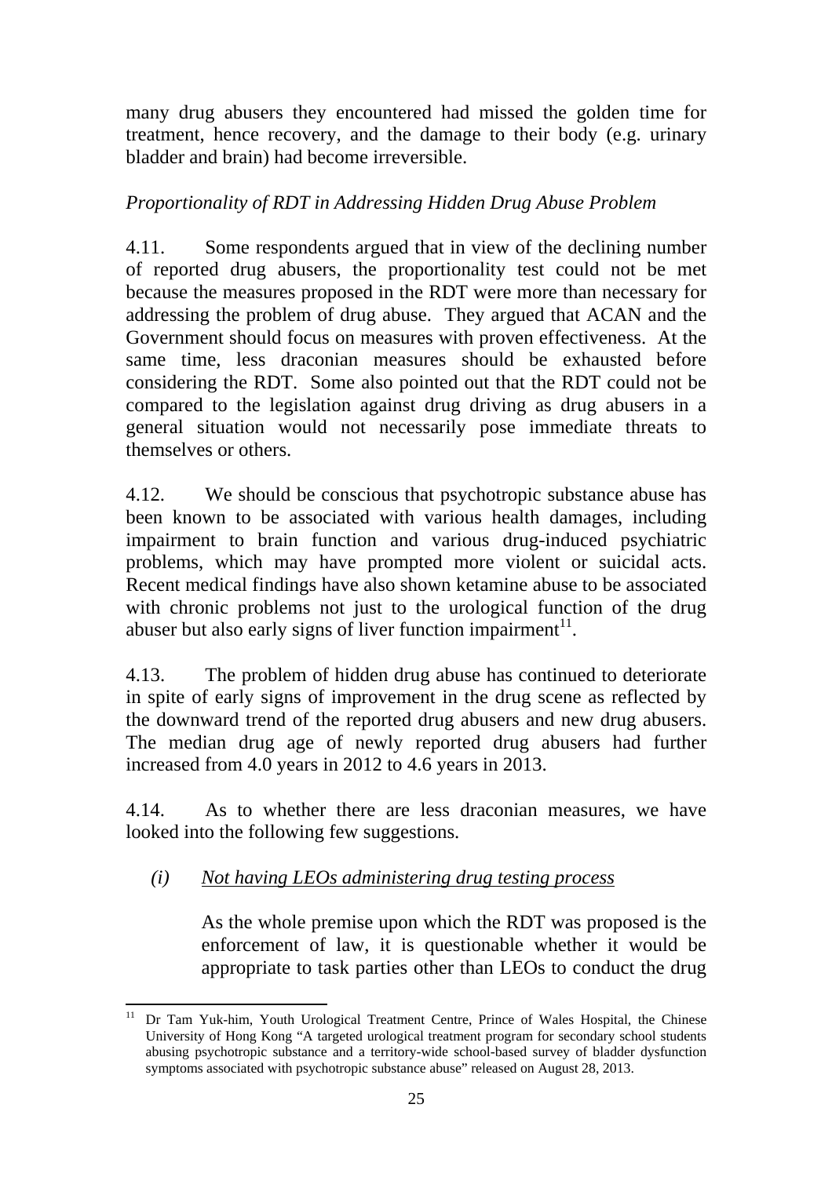many drug abusers they encountered had missed the golden time for treatment, hence recovery, and the damage to their body (e.g. urinary bladder and brain) had become irreversible.

*Proportionality of RDT in Addressing Hidden Drug Abuse Problem*

4.11. Some respondents argued that in view of the declining number of reported drug abusers, the proportionality test could not be met because the measures proposed in the RDT were more than necessary for addressing the problem of drug abuse. They argued that ACAN and the Government should focus on measures with proven effectiveness. At the same time, less draconian measures should be exhausted before considering the RDT. Some also pointed out that the RDT could not be compared to the legislation against drug driving as drug abusers in a general situation would not necessarily pose immediate threats to themselves or others.

4.12. We should be conscious that psychotropic substance abuse has been known to be associated with various health damages, including impairment to brain function and various drug-induced psychiatric problems, which may have prompted more violent or suicidal acts. Recent medical findings have also shown ketamine abuse to be associated with chronic problems not just to the urological function of the drug abuser but also early signs of liver function impairment[11].

4.13. The problem of hidden drug abuse has continued to deteriorate in spite of early signs of improvement in the drug scene as reflected by the downward trend of the reported drug abusers and new drug abusers. The median drug age of newly reported drug abusers had further increased from 4.0 years in 2012 to 4.6 years in 2013.

4.14. As to whether there are less draconian measures, we have looked into the following few suggestions.

*(i)* *<u>Not having LEOs administering drug testing process</u>*

As the whole premise upon which the RDT was proposed is the enforcement of law, it is questionable whether it would be appropriate to task parties other than LEOs to conduct the drug

---

[11] Dr Tam Yuk-him, Youth Urological Treatment Centre, Prince of Wales Hospital, the Chinese University of Hong Kong "A targeted urological treatment program for secondary school students abusing psychotropic substance and a territory-wide school-based survey of bladder dysfunction symptoms associated with psychotropic substance abuse" released on August 28, 2013.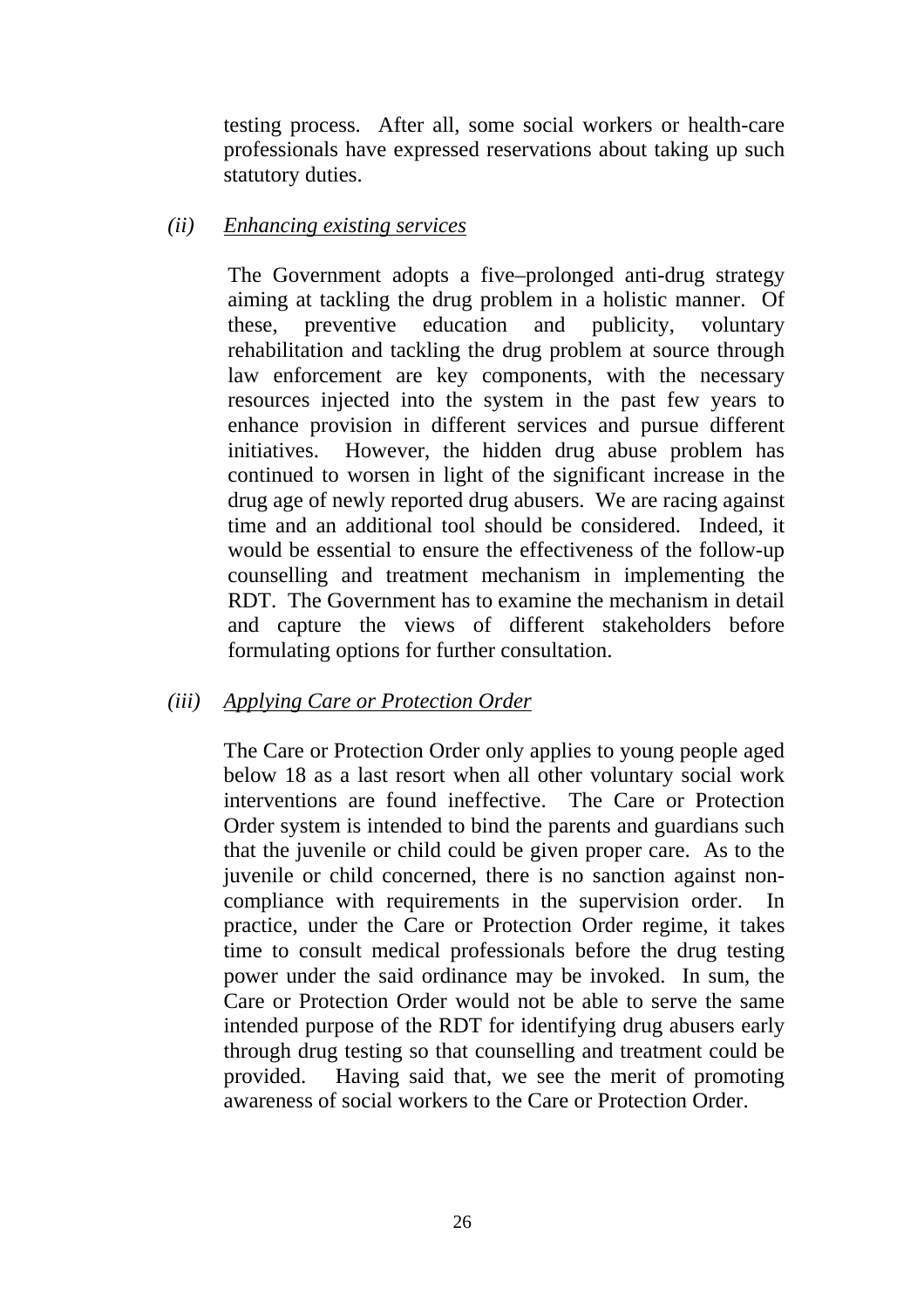testing process. After all, some social workers or health-care professionals have expressed reservations about taking up such statutory duties.

*(ii)* *Enhancing existing services*

The Government adopts a five–prolonged anti-drug strategy aiming at tackling the drug problem in a holistic manner. Of these, preventive education and publicity, voluntary rehabilitation and tackling the drug problem at source through law enforcement are key components, with the necessary resources injected into the system in the past few years to enhance provision in different services and pursue different initiatives. However, the hidden drug abuse problem has continued to worsen in light of the significant increase in the drug age of newly reported drug abusers. We are racing against time and an additional tool should be considered. Indeed, it would be essential to ensure the effectiveness of the follow-up counselling and treatment mechanism in implementing the RDT. The Government has to examine the mechanism in detail and capture the views of different stakeholders before formulating options for further consultation.

*(iii)* *Applying Care or Protection Order*

The Care or Protection Order only applies to young people aged below 18 as a last resort when all other voluntary social work interventions are found ineffective. The Care or Protection Order system is intended to bind the parents and guardians such that the juvenile or child could be given proper care. As to the juvenile or child concerned, there is no sanction against non-compliance with requirements in the supervision order. In practice, under the Care or Protection Order regime, it takes time to consult medical professionals before the drug testing power under the said ordinance may be invoked. In sum, the Care or Protection Order would not be able to serve the same intended purpose of the RDT for identifying drug abusers early through drug testing so that counselling and treatment could be provided. Having said that, we see the merit of promoting awareness of social workers to the Care or Protection Order.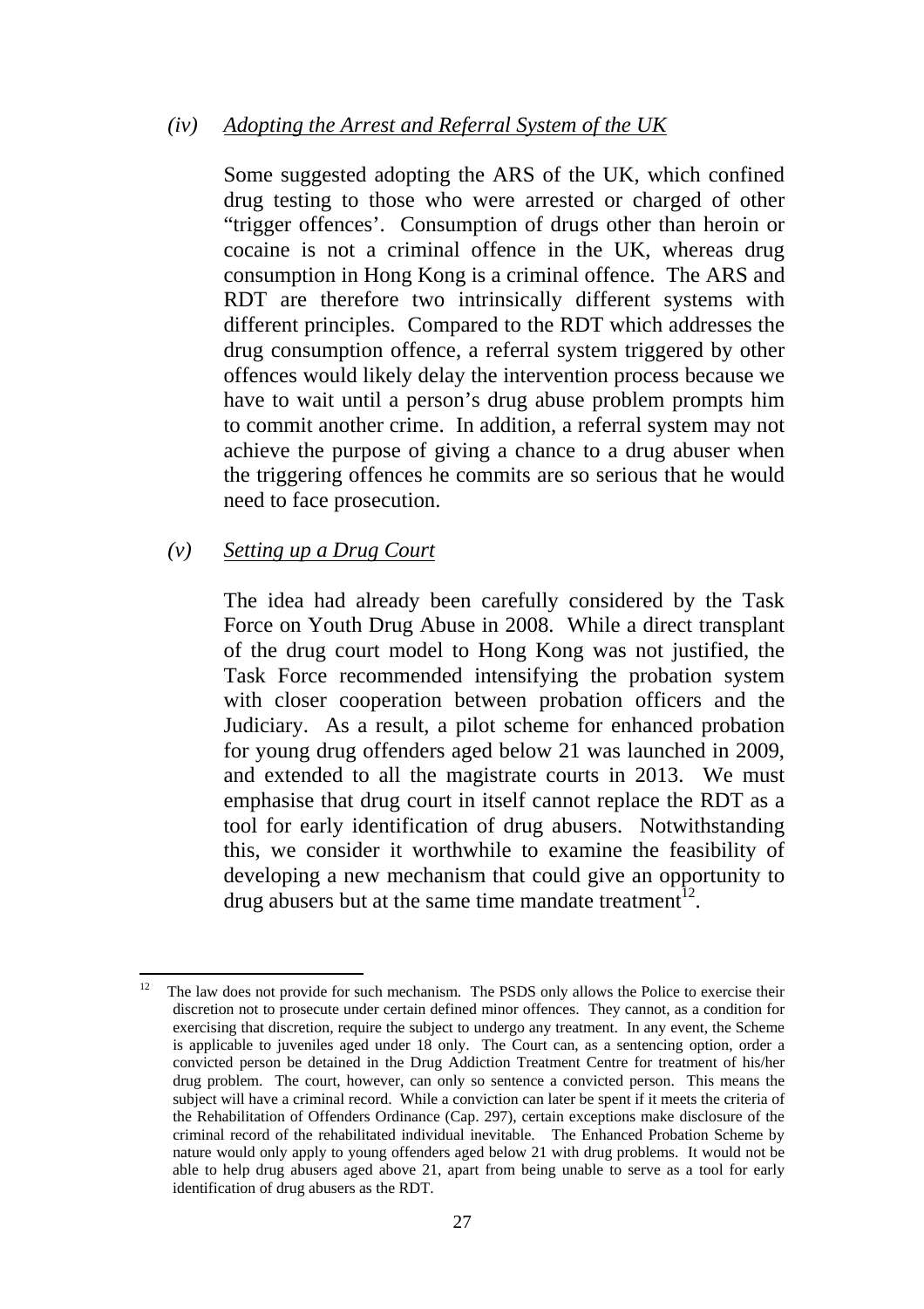*(iv) Adopting the Arrest and Referral System of the UK*

Some suggested adopting the ARS of the UK, which confined drug testing to those who were arrested or charged of other "trigger offences'. Consumption of drugs other than heroin or cocaine is not a criminal offence in the UK, whereas drug consumption in Hong Kong is a criminal offence. The ARS and RDT are therefore two intrinsically different systems with different principles. Compared to the RDT which addresses the drug consumption offence, a referral system triggered by other offences would likely delay the intervention process because we have to wait until a person's drug abuse problem prompts him to commit another crime. In addition, a referral system may not achieve the purpose of giving a chance to a drug abuser when the triggering offences he commits are so serious that he would need to face prosecution.

*(v) Setting up a Drug Court*

The idea had already been carefully considered by the Task Force on Youth Drug Abuse in 2008. While a direct transplant of the drug court model to Hong Kong was not justified, the Task Force recommended intensifying the probation system with closer cooperation between probation officers and the Judiciary. As a result, a pilot scheme for enhanced probation for young drug offenders aged below 21 was launched in 2009, and extended to all the magistrate courts in 2013. We must emphasise that drug court in itself cannot replace the RDT as a tool for early identification of drug abusers. Notwithstanding this, we consider it worthwhile to examine the feasibility of developing a new mechanism that could give an opportunity to drug abusers but at the same time mandate treatment[12].

---

[12] The law does not provide for such mechanism. The PSDS only allows the Police to exercise their discretion not to prosecute under certain defined minor offences. They cannot, as a condition for exercising that discretion, require the subject to undergo any treatment. In any event, the Scheme is applicable to juveniles aged under 18 only. The Court can, as a sentencing option, order a convicted person be detained in the Drug Addiction Treatment Centre for treatment of his/her drug problem. The court, however, can only so sentence a convicted person. This means the subject will have a criminal record. While a conviction can later be spent if it meets the criteria of the Rehabilitation of Offenders Ordinance (Cap. 297), certain exceptions make disclosure of the criminal record of the rehabilitated individual inevitable. The Enhanced Probation Scheme by nature would only apply to young offenders aged below 21 with drug problems. It would not be able to help drug abusers aged above 21, apart from being unable to serve as a tool for early identification of drug abusers as the RDT.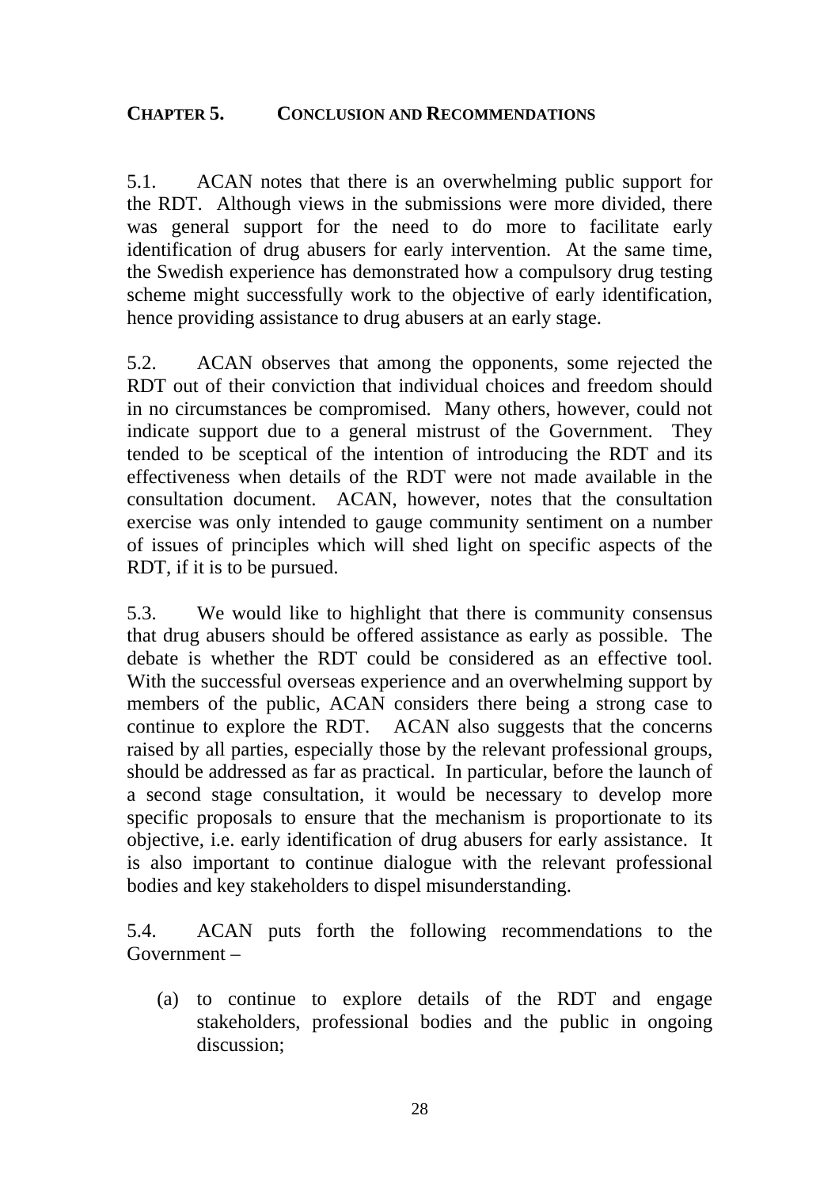# CHAPTER 5. CONCLUSION AND RECOMMENDATIONS

5.1. ACAN notes that there is an overwhelming public support for the RDT. Although views in the submissions were more divided, there was general support for the need to do more to facilitate early identification of drug abusers for early intervention. At the same time, the Swedish experience has demonstrated how a compulsory drug testing scheme might successfully work to the objective of early identification, hence providing assistance to drug abusers at an early stage.

5.2. ACAN observes that among the opponents, some rejected the RDT out of their conviction that individual choices and freedom should in no circumstances be compromised. Many others, however, could not indicate support due to a general mistrust of the Government. They tended to be sceptical of the intention of introducing the RDT and its effectiveness when details of the RDT were not made available in the consultation document. ACAN, however, notes that the consultation exercise was only intended to gauge community sentiment on a number of issues of principles which will shed light on specific aspects of the RDT, if it is to be pursued.

5.3. We would like to highlight that there is community consensus that drug abusers should be offered assistance as early as possible. The debate is whether the RDT could be considered as an effective tool. With the successful overseas experience and an overwhelming support by members of the public, ACAN considers there being a strong case to continue to explore the RDT. ACAN also suggests that the concerns raised by all parties, especially those by the relevant professional groups, should be addressed as far as practical. In particular, before the launch of a second stage consultation, it would be necessary to develop more specific proposals to ensure that the mechanism is proportionate to its objective, i.e. early identification of drug abusers for early assistance. It is also important to continue dialogue with the relevant professional bodies and key stakeholders to dispel misunderstanding.

5.4. ACAN puts forth the following recommendations to the Government –

(a) to continue to explore details of the RDT and engage stakeholders, professional bodies and the public in ongoing discussion;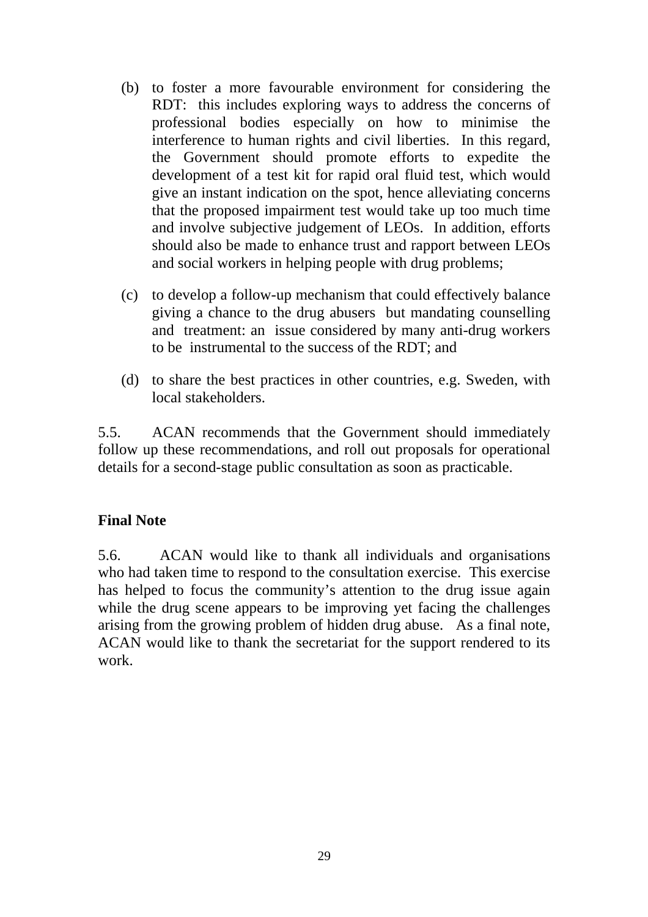(b) to foster a more favourable environment for considering the RDT: this includes exploring ways to address the concerns of professional bodies especially on how to minimise the interference to human rights and civil liberties. In this regard, the Government should promote efforts to expedite the development of a test kit for rapid oral fluid test, which would give an instant indication on the spot, hence alleviating concerns that the proposed impairment test would take up too much time and involve subjective judgement of LEOs. In addition, efforts should also be made to enhance trust and rapport between LEOs and social workers in helping people with drug problems;

(c) to develop a follow-up mechanism that could effectively balance giving a chance to the drug abusers but mandating counselling and treatment: an issue considered by many anti-drug workers to be instrumental to the success of the RDT; and

(d) to share the best practices in other countries, e.g. Sweden, with local stakeholders.

5.5. ACAN recommends that the Government should immediately follow up these recommendations, and roll out proposals for operational details for a second-stage public consultation as soon as practicable.

**Final Note**

5.6. ACAN would like to thank all individuals and organisations who had taken time to respond to the consultation exercise. This exercise has helped to focus the community's attention to the drug issue again while the drug scene appears to be improving yet facing the challenges arising from the growing problem of hidden drug abuse. As a final note, ACAN would like to thank the secretariat for the support rendered to its work.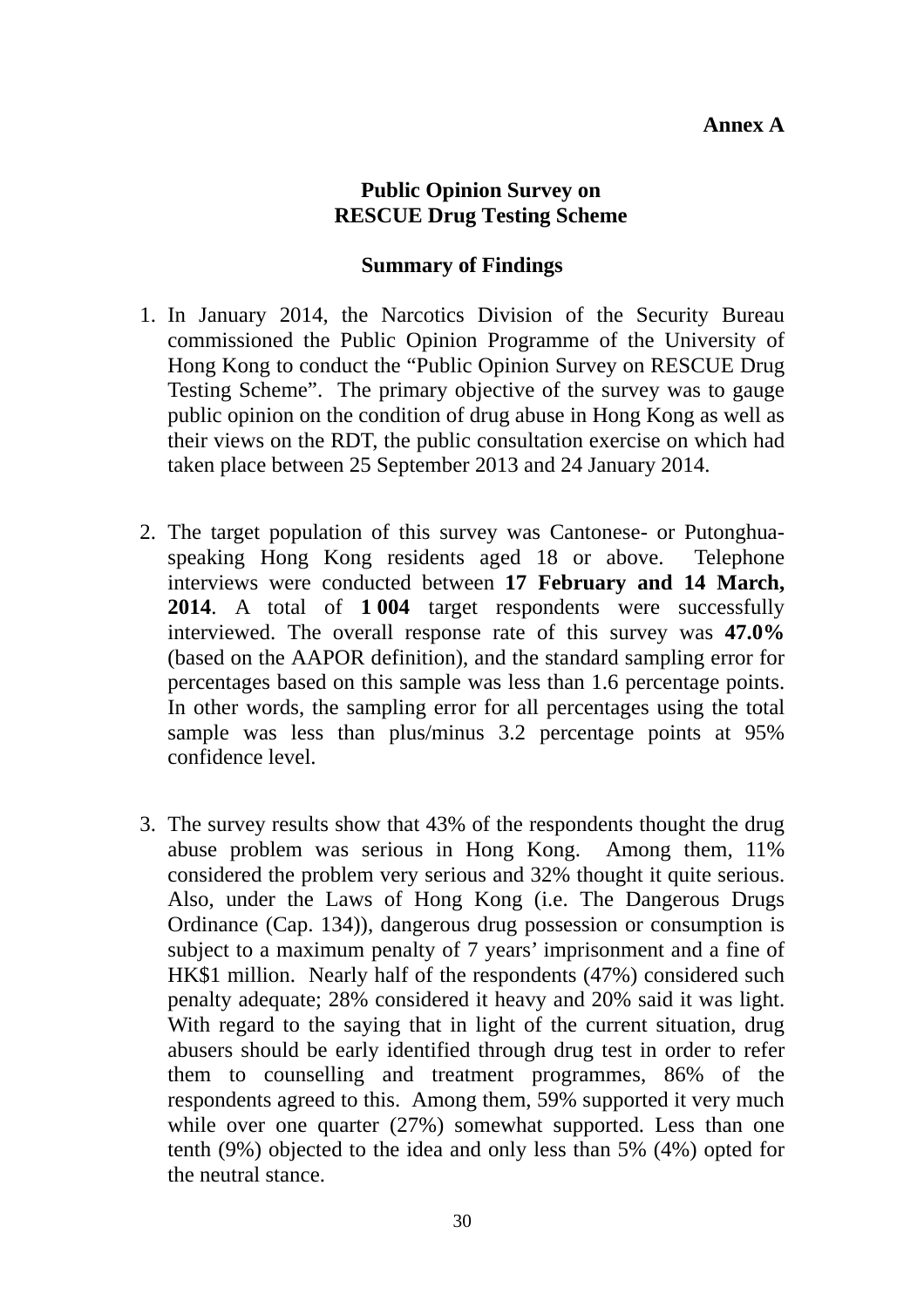**Annex A**

**Public Opinion Survey on**
**RESCUE Drug Testing Scheme**

**Summary of Findings**

1. In January 2014, the Narcotics Division of the Security Bureau commissioned the Public Opinion Programme of the University of Hong Kong to conduct the "Public Opinion Survey on RESCUE Drug Testing Scheme". The primary objective of the survey was to gauge public opinion on the condition of drug abuse in Hong Kong as well as their views on the RDT, the public consultation exercise on which had taken place between 25 September 2013 and 24 January 2014.

2. The target population of this survey was Cantonese- or Putonghua-speaking Hong Kong residents aged 18 or above. Telephone interviews were conducted between **17 February and 14 March, 2014**. A total of **1 004** target respondents were successfully interviewed. The overall response rate of this survey was **47.0%** (based on the AAPOR definition), and the standard sampling error for percentages based on this sample was less than 1.6 percentage points. In other words, the sampling error for all percentages using the total sample was less than plus/minus 3.2 percentage points at 95% confidence level.

3. The survey results show that 43% of the respondents thought the drug abuse problem was serious in Hong Kong. Among them, 11% considered the problem very serious and 32% thought it quite serious. Also, under the Laws of Hong Kong (i.e. The Dangerous Drugs Ordinance (Cap. 134)), dangerous drug possession or consumption is subject to a maximum penalty of 7 years' imprisonment and a fine of HK$1 million. Nearly half of the respondents (47%) considered such penalty adequate; 28% considered it heavy and 20% said it was light. With regard to the saying that in light of the current situation, drug abusers should be early identified through drug test in order to refer them to counselling and treatment programmes, 86% of the respondents agreed to this. Among them, 59% supported it very much while over one quarter (27%) somewhat supported. Less than one tenth (9%) objected to the idea and only less than 5% (4%) opted for the neutral stance.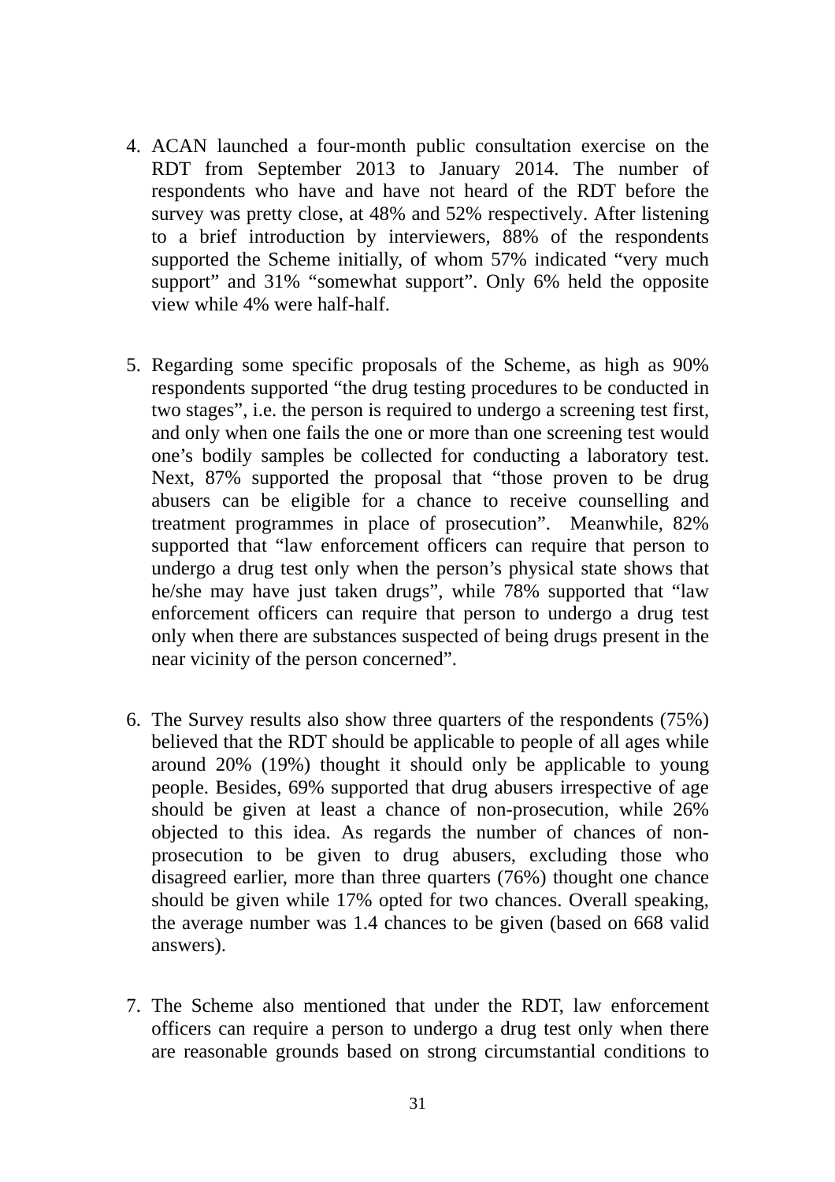4. ACAN launched a four-month public consultation exercise on the RDT from September 2013 to January 2014. The number of respondents who have and have not heard of the RDT before the survey was pretty close, at 48% and 52% respectively. After listening to a brief introduction by interviewers, 88% of the respondents supported the Scheme initially, of whom 57% indicated "very much support" and 31% "somewhat support". Only 6% held the opposite view while 4% were half-half.

5. Regarding some specific proposals of the Scheme, as high as 90% respondents supported "the drug testing procedures to be conducted in two stages", i.e. the person is required to undergo a screening test first, and only when one fails the one or more than one screening test would one's bodily samples be collected for conducting a laboratory test. Next, 87% supported the proposal that "those proven to be drug abusers can be eligible for a chance to receive counselling and treatment programmes in place of prosecution". Meanwhile, 82% supported that "law enforcement officers can require that person to undergo a drug test only when the person's physical state shows that he/she may have just taken drugs", while 78% supported that "law enforcement officers can require that person to undergo a drug test only when there are substances suspected of being drugs present in the near vicinity of the person concerned".

6. The Survey results also show three quarters of the respondents (75%) believed that the RDT should be applicable to people of all ages while around 20% (19%) thought it should only be applicable to young people. Besides, 69% supported that drug abusers irrespective of age should be given at least a chance of non-prosecution, while 26% objected to this idea. As regards the number of chances of non-prosecution to be given to drug abusers, excluding those who disagreed earlier, more than three quarters (76%) thought one chance should be given while 17% opted for two chances. Overall speaking, the average number was 1.4 chances to be given (based on 668 valid answers).

7. The Scheme also mentioned that under the RDT, law enforcement officers can require a person to undergo a drug test only when there are reasonable grounds based on strong circumstantial conditions to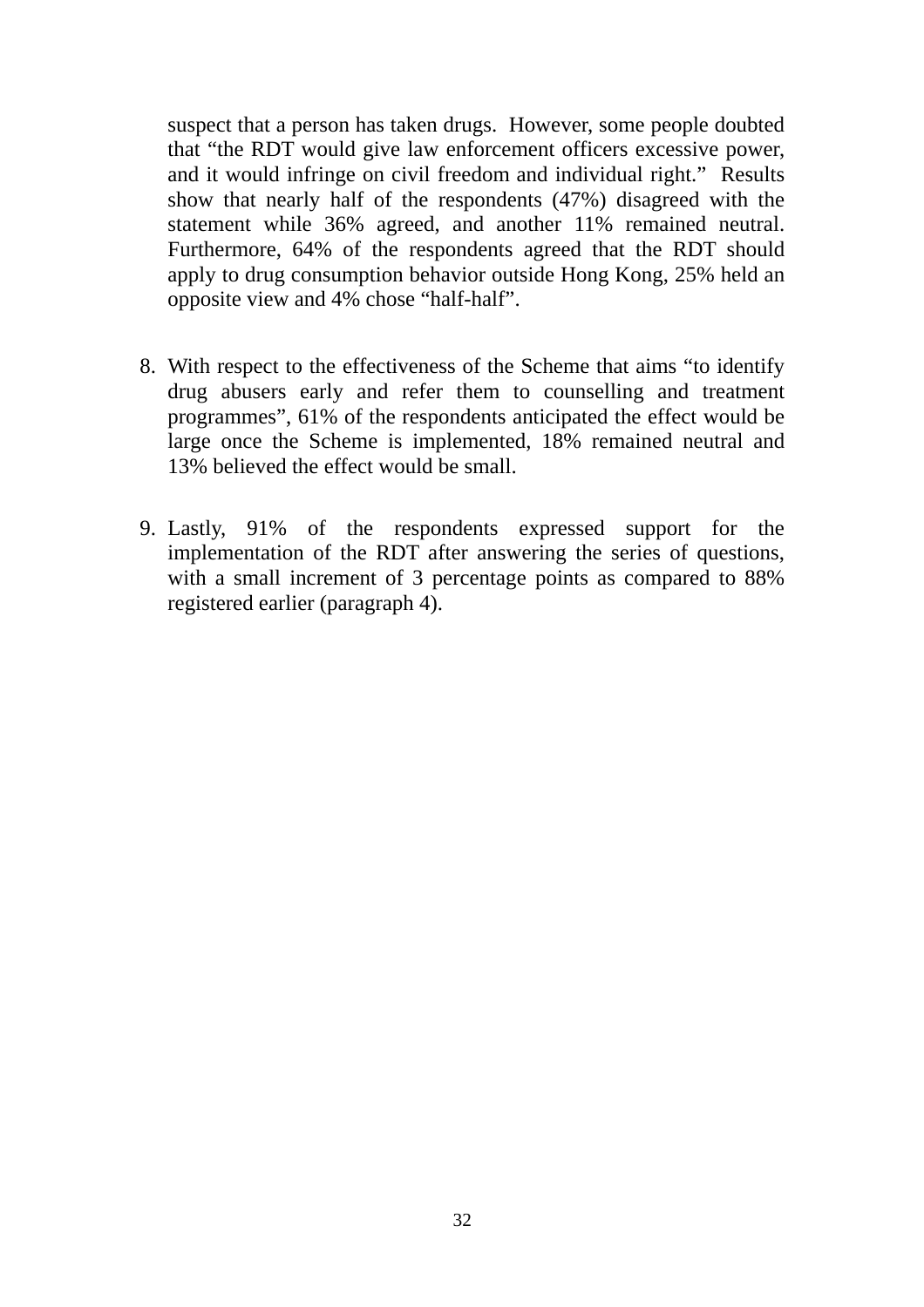suspect that a person has taken drugs.  However, some people doubted that "the RDT would give law enforcement officers excessive power, and it would infringe on civil freedom and individual right."  Results show that nearly half of the respondents (47%) disagreed with the statement while 36% agreed, and another 11% remained neutral. Furthermore, 64% of the respondents agreed that the RDT should apply to drug consumption behavior outside Hong Kong, 25% held an opposite view and 4% chose "half-half".

8. With respect to the effectiveness of the Scheme that aims "to identify drug abusers early and refer them to counselling and treatment programmes", 61% of the respondents anticipated the effect would be large once the Scheme is implemented, 18% remained neutral and 13% believed the effect would be small.

9. Lastly, 91% of the respondents expressed support for the implementation of the RDT after answering the series of questions, with a small increment of 3 percentage points as compared to 88% registered earlier (paragraph 4).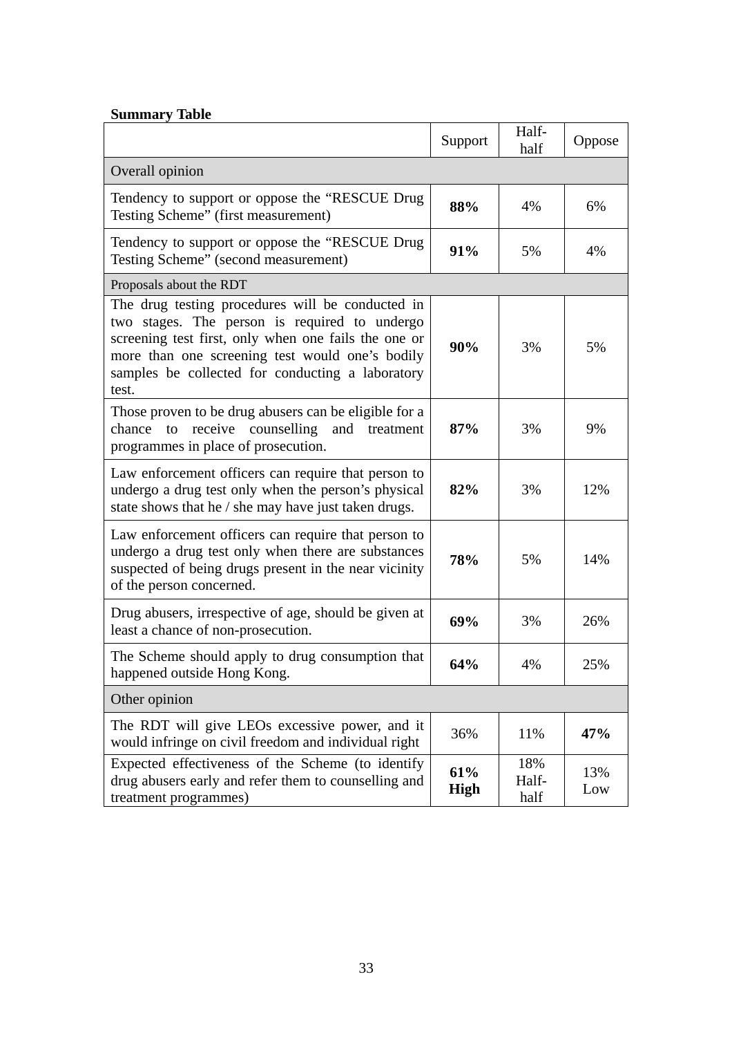**Summary Table**

| | Support | Half-half | Oppose |
|---|---|---|---|
| Overall opinion | | | |
| Tendency to support or oppose the "RESCUE Drug Testing Scheme" (first measurement) | **88%** | 4% | 6% |
| Tendency to support or oppose the "RESCUE Drug Testing Scheme" (second measurement) | **91%** | 5% | 4% |
| Proposals about the RDT | | | |
| The drug testing procedures will be conducted in two stages. The person is required to undergo screening test first, only when one fails the one or more than one screening test would one's bodily samples be collected for conducting a laboratory test. | **90%** | 3% | 5% |
| Those proven to be drug abusers can be eligible for a chance to receive counselling and treatment programmes in place of prosecution. | **87%** | 3% | 9% |
| Law enforcement officers can require that person to undergo a drug test only when the person's physical state shows that he / she may have just taken drugs. | **82%** | 3% | 12% |
| Law enforcement officers can require that person to undergo a drug test only when there are substances suspected of being drugs present in the near vicinity of the person concerned. | **78%** | 5% | 14% |
| Drug abusers, irrespective of age, should be given at least a chance of non-prosecution. | **69%** | 3% | 26% |
| The Scheme should apply to drug consumption that happened outside Hong Kong. | **64%** | 4% | 25% |
| Other opinion | | | |
| The RDT will give LEOs excessive power, and it would infringe on civil freedom and individual right | 36% | 11% | **47%** |
| Expected effectiveness of the Scheme (to identify drug abusers early and refer them to counselling and treatment programmes) | **61% High** | 18% Half-half | 13% Low |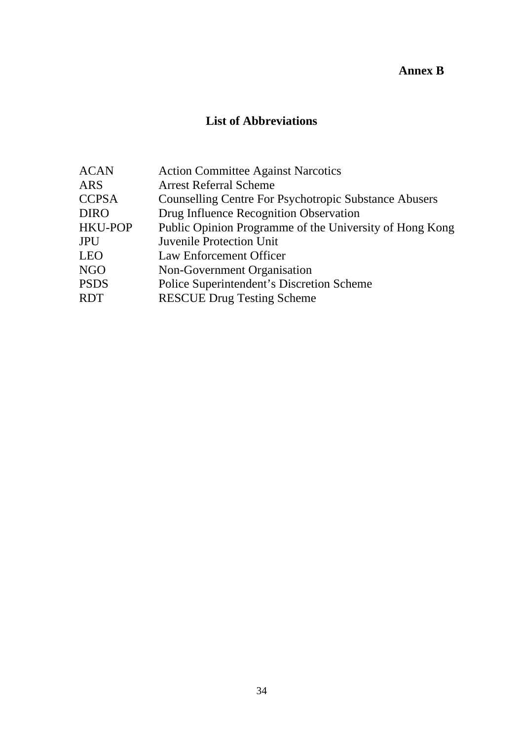**Annex B**

## List of Abbreviations

| | |
|---|---|
| ACAN | Action Committee Against Narcotics |
| ARS | Arrest Referral Scheme |
| CCPSA | Counselling Centre For Psychotropic Substance Abusers |
| DIRO | Drug Influence Recognition Observation |
| HKU-POP | Public Opinion Programme of the University of Hong Kong |
| JPU | Juvenile Protection Unit |
| LEO | Law Enforcement Officer |
| NGO | Non-Government Organisation |
| PSDS | Police Superintendent's Discretion Scheme |
| RDT | RESCUE Drug Testing Scheme |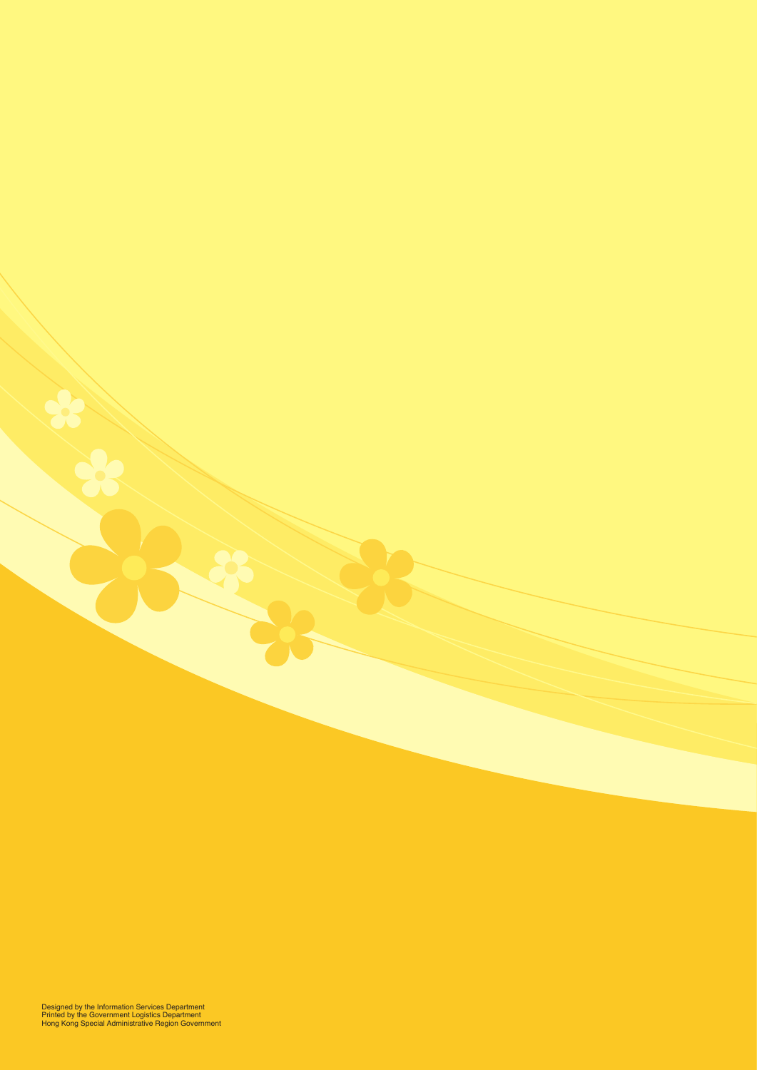Designed by the Information Services Department
Printed by the Government Logistics Department
Hong Kong Special Administrative Region Government